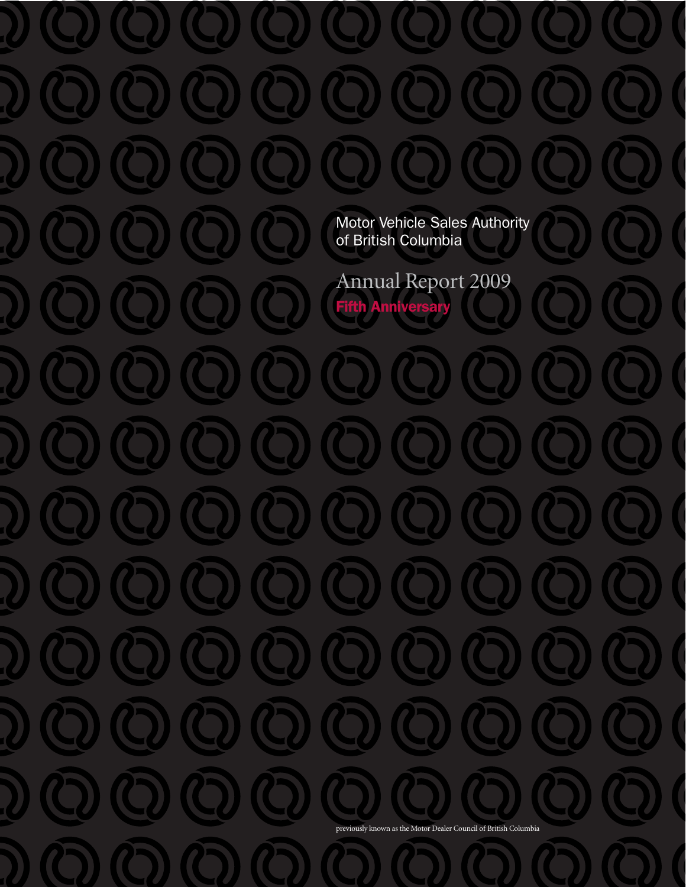Motor Vehicle Sales Authority of British Columbia

# Annual Report 2009

**Fifth Anniversary**

previously known as the Motor Dealer Council of British Columbia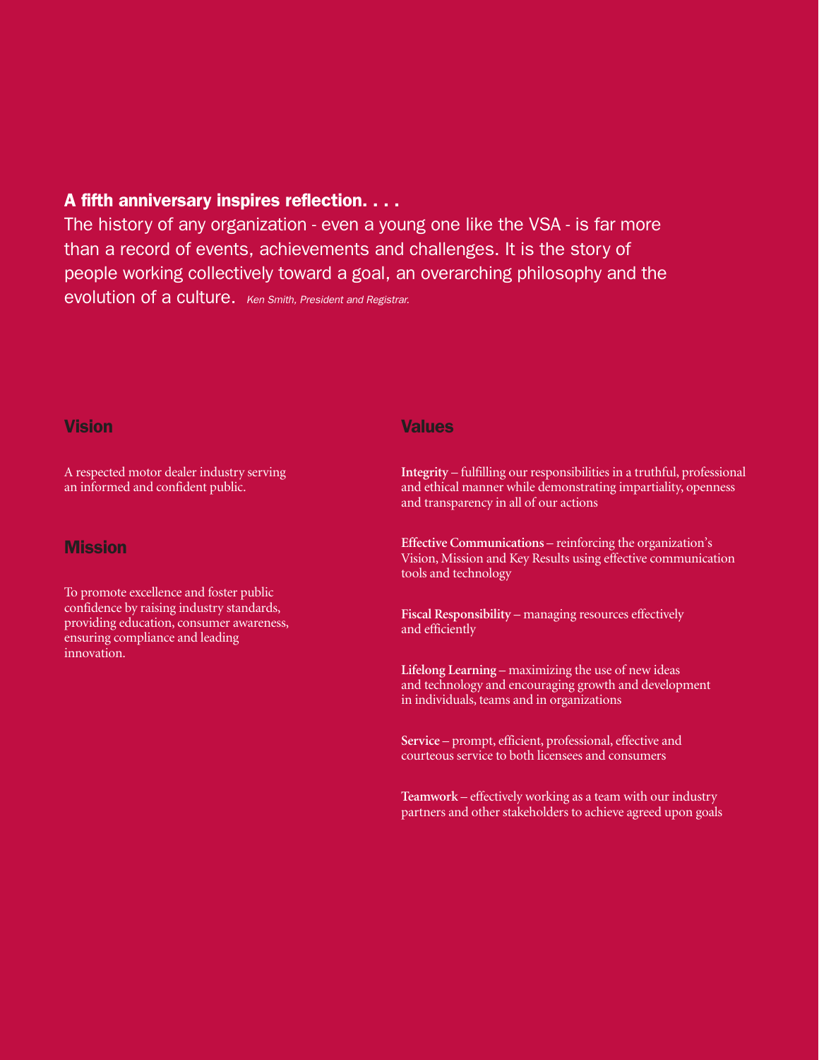**A fifth anniversary inspires reflection. . . .**

The history of any organization - even a young one like the VSA - is far more than a record of events, achievements and challenges. It is the story of people working collectively toward a goal, an overarching philosophy and the evolution of a culture. *Ken Smith, President and Registrar.*

## Vision

A respected motor dealer industry serving an informed and confident public.

## Mission

To promote excellence and foster public confidence by raising industry standards, providing education, consumer awareness, ensuring compliance and leading innovation.

## Values

**Integrity** – fulfilling our responsibilities in a truthful, professional and ethical manner while demonstrating impartiality, openness and transparency in all of our actions

**Effective Communications** – reinforcing the organization's Vision, Mission and Key Results using effective communication tools and technology

**Fiscal Responsibility** – managing resources effectively and efficiently

**Lifelong Learning** – maximizing the use of new ideas and technology and encouraging growth and development in individuals, teams and in organizations

**Service** – prompt, efficient, professional, effective and courteous service to both licensees and consumers

**Teamwork** – effectively working as a team with our industry partners and other stakeholders to achieve agreed upon goals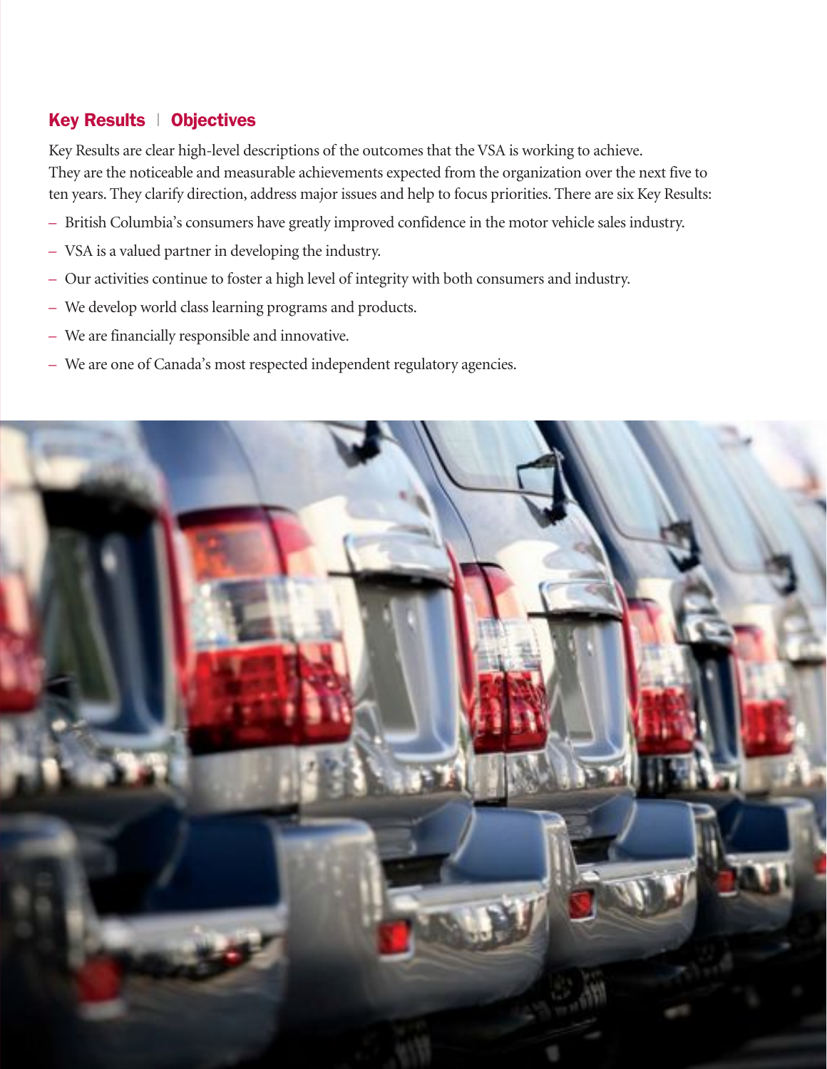## Key Results | Objectives

Key Results are clear high-level descriptions of the outcomes that the VSA is working to achieve. They are the noticeable and measurable achievements expected from the organization over the next five to ten years. They clarify direction, address major issues and help to focus priorities. There are six Key Results:

- British Columbia's consumers have greatly improved confidence in the motor vehicle sales industry.
- VSA is a valued partner in developing the industry.
- Our activities continue to foster a high level of integrity with both consumers and industry.
- We develop world class learning programs and products.
- We are financially responsible and innovative.
- We are one of Canada's most respected independent regulatory agencies.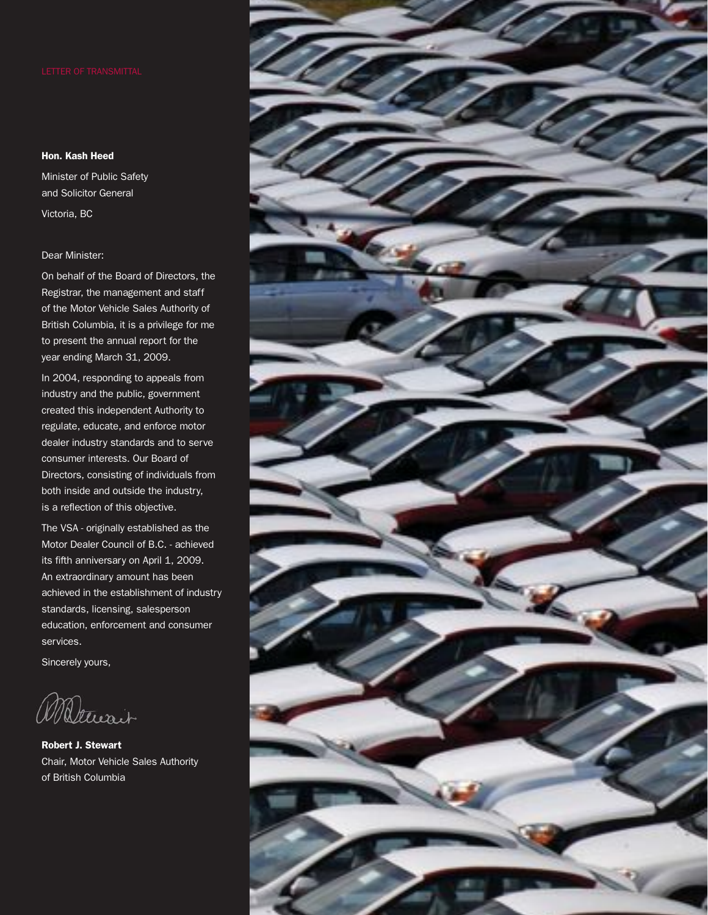## LETTER OF TRANSMITTAL

**Hon. Kash Heed**

Minister of Public Safety
and Solicitor General

Victoria, BC

Dear Minister:

On behalf of the Board of Directors, the Registrar, the management and staff of the Motor Vehicle Sales Authority of British Columbia, it is a privilege for me to present the annual report for the year ending March 31, 2009.

In 2004, responding to appeals from industry and the public, government created this independent Authority to regulate, educate, and enforce motor dealer industry standards and to serve consumer interests. Our Board of Directors, consisting of individuals from both inside and outside the industry, is a reflection of this objective.

The VSA - originally established as the Motor Dealer Council of B.C. - achieved its fifth anniversary on April 1, 2009. An extraordinary amount has been achieved in the establishment of industry standards, licensing, salesperson education, enforcement and consumer services.

Sincerely yours,

**Robert J. Stewart**
Chair, Motor Vehicle Sales Authority
of British Columbia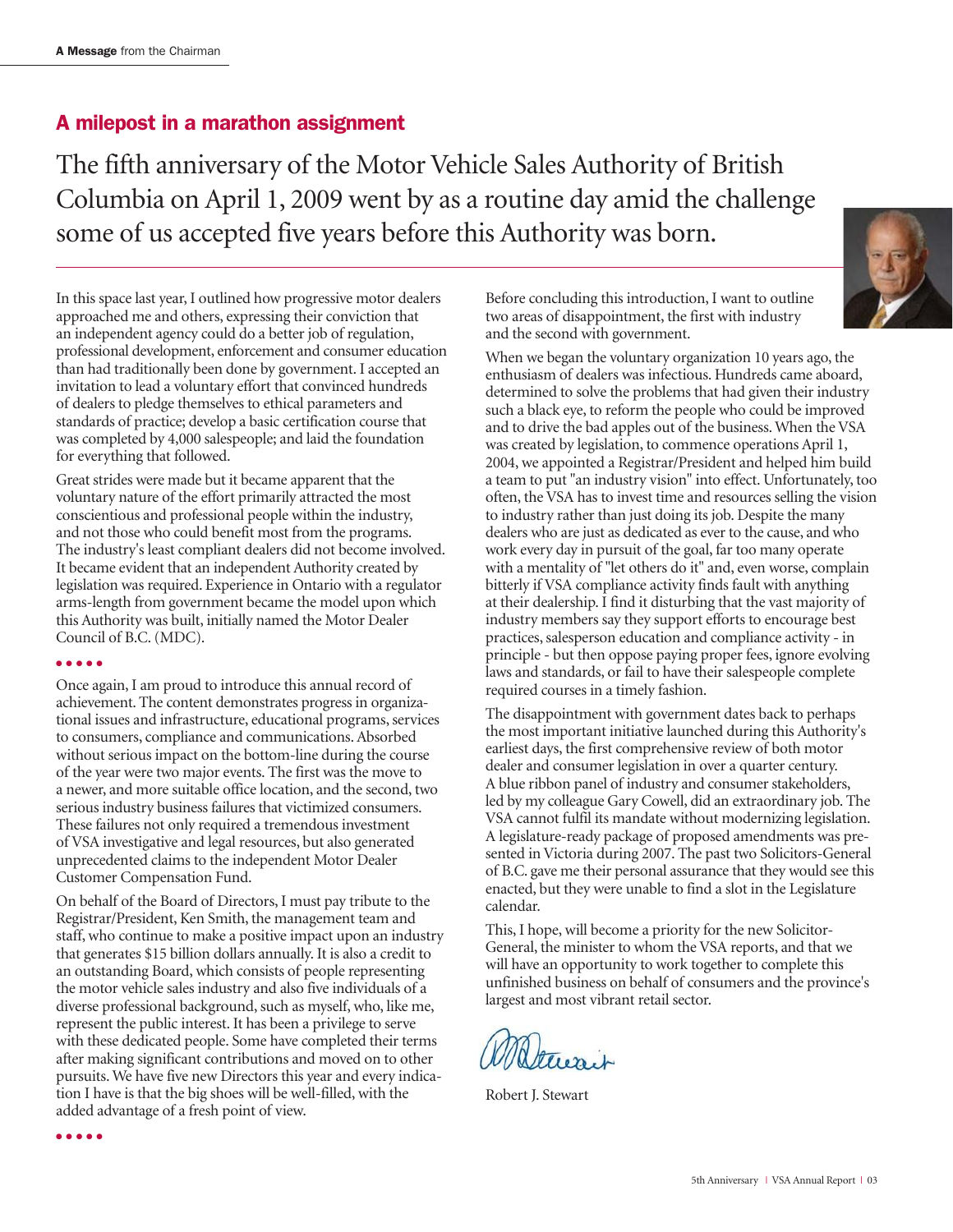## A milepost in a marathon assignment

The fifth anniversary of the Motor Vehicle Sales Authority of British Columbia on April 1, 2009 went by as a routine day amid the challenge some of us accepted five years before this Authority was born.

In this space last year, I outlined how progressive motor dealers approached me and others, expressing their conviction that an independent agency could do a better job of regulation, professional development, enforcement and consumer education than had traditionally been done by government. I accepted an invitation to lead a voluntary effort that convinced hundreds of dealers to pledge themselves to ethical parameters and standards of practice; develop a basic certification course that was completed by 4,000 salespeople; and laid the foundation for everything that followed.

Great strides were made but it became apparent that the voluntary nature of the effort primarily attracted the most conscientious and professional people within the industry, and not those who could benefit most from the programs. The industry's least compliant dealers did not become involved. It became evident that an independent Authority created by legislation was required. Experience in Ontario with a regulator arms-length from government became the model upon which this Authority was built, initially named the Motor Dealer Council of B.C. (MDC).

• • • • •

Once again, I am proud to introduce this annual record of achievement. The content demonstrates progress in organizational issues and infrastructure, educational programs, services to consumers, compliance and communications. Absorbed without serious impact on the bottom-line during the course of the year were two major events. The first was the move to a newer, and more suitable office location, and the second, two serious industry business failures that victimized consumers. These failures not only required a tremendous investment of VSA investigative and legal resources, but also generated unprecedented claims to the independent Motor Dealer Customer Compensation Fund.

On behalf of the Board of Directors, I must pay tribute to the Registrar/President, Ken Smith, the management team and staff, who continue to make a positive impact upon an industry that generates $15 billion dollars annually. It is also a credit to an outstanding Board, which consists of people representing the motor vehicle sales industry and also five individuals of a diverse professional background, such as myself, who, like me, represent the public interest. It has been a privilege to serve with these dedicated people. Some have completed their terms after making significant contributions and moved on to other pursuits. We have five new Directors this year and every indication I have is that the big shoes will be well-filled, with the added advantage of a fresh point of view.

• • • • •

Before concluding this introduction, I want to outline two areas of disappointment, the first with industry and the second with government.

When we began the voluntary organization 10 years ago, the enthusiasm of dealers was infectious. Hundreds came aboard, determined to solve the problems that had given their industry such a black eye, to reform the people who could be improved and to drive the bad apples out of the business. When the VSA was created by legislation, to commence operations April 1, 2004, we appointed a Registrar/President and helped him build a team to put "an industry vision" into effect. Unfortunately, too often, the VSA has to invest time and resources selling the vision to industry rather than just doing its job. Despite the many dealers who are just as dedicated as ever to the cause, and who work every day in pursuit of the goal, far too many operate with a mentality of "let others do it" and, even worse, complain bitterly if VSA compliance activity finds fault with anything at their dealership. I find it disturbing that the vast majority of industry members say they support efforts to encourage best practices, salesperson education and compliance activity - in principle - but then oppose paying proper fees, ignore evolving laws and standards, or fail to have their salespeople complete required courses in a timely fashion.

The disappointment with government dates back to perhaps the most important initiative launched during this Authority's earliest days, the first comprehensive review of both motor dealer and consumer legislation in over a quarter century. A blue ribbon panel of industry and consumer stakeholders, led by my colleague Gary Cowell, did an extraordinary job. The VSA cannot fulfil its mandate without modernizing legislation. A legislature-ready package of proposed amendments was presented in Victoria during 2007. The past two Solicitors-General of B.C. gave me their personal assurance that they would see this enacted, but they were unable to find a slot in the Legislature calendar.

This, I hope, will become a priority for the new Solicitor-General, the minister to whom the VSA reports, and that we will have an opportunity to work together to complete this unfinished business on behalf of consumers and the province's largest and most vibrant retail sector.

Robert J. Stewart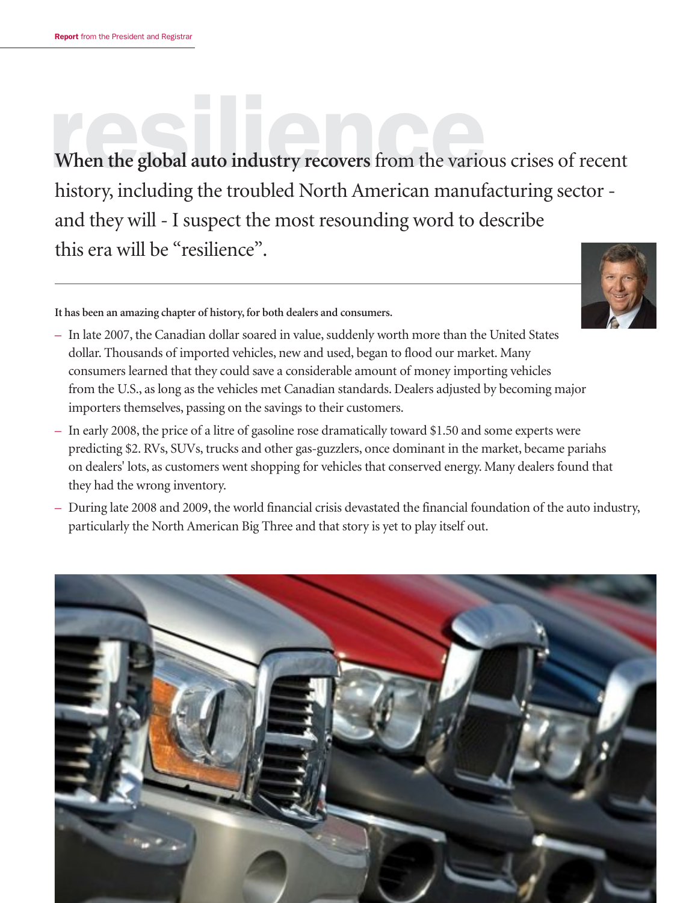# resilience

**When the global auto industry recovers** from the various crises of recent history, including the troubled North American manufacturing sector - and they will - I suspect the most resounding word to describe this era will be "resilience".

**It has been an amazing chapter of history, for both dealers and consumers.**

- In late 2007, the Canadian dollar soared in value, suddenly worth more than the United States dollar. Thousands of imported vehicles, new and used, began to flood our market. Many consumers learned that they could save a considerable amount of money importing vehicles from the U.S., as long as the vehicles met Canadian standards. Dealers adjusted by becoming major importers themselves, passing on the savings to their customers.
- In early 2008, the price of a litre of gasoline rose dramatically toward $1.50 and some experts were predicting $2. RVs, SUVs, trucks and other gas-guzzlers, once dominant in the market, became pariahs on dealers' lots, as customers went shopping for vehicles that conserved energy. Many dealers found that they had the wrong inventory.
- During late 2008 and 2009, the world financial crisis devastated the financial foundation of the auto industry, particularly the North American Big Three and that story is yet to play itself out.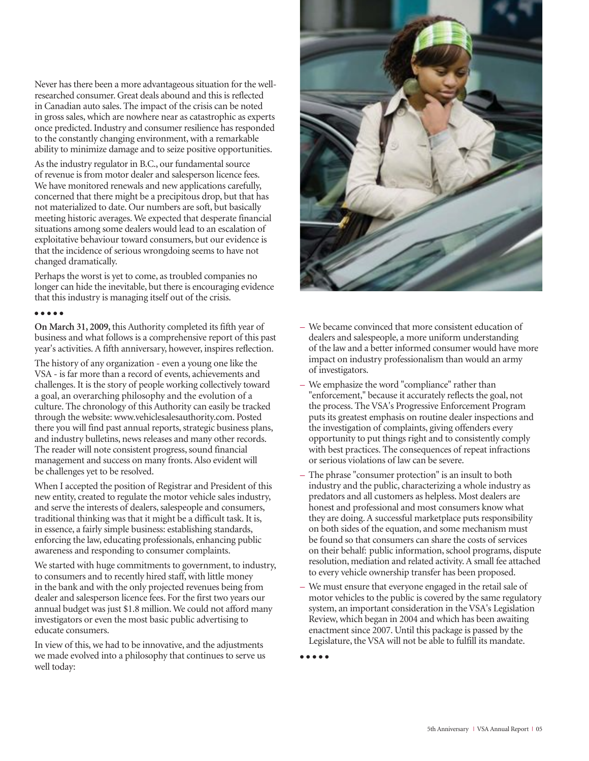Never has there been a more advantageous situation for the well-researched consumer. Great deals abound and this is reflected in Canadian auto sales. The impact of the crisis can be noted in gross sales, which are nowhere near as catastrophic as experts once predicted. Industry and consumer resilience has responded to the constantly changing environment, with a remarkable ability to minimize damage and to seize positive opportunities.

As the industry regulator in B.C., our fundamental source of revenue is from motor dealer and salesperson licence fees. We have monitored renewals and new applications carefully, concerned that there might be a precipitous drop, but that has not materialized to date. Our numbers are soft, but basically meeting historic averages. We expected that desperate financial situations among some dealers would lead to an escalation of exploitative behaviour toward consumers, but our evidence is that the incidence of serious wrongdoing seems to have not changed dramatically.

Perhaps the worst is yet to come, as troubled companies no longer can hide the inevitable, but there is encouraging evidence that this industry is managing itself out of the crisis.

• • • • •

**On March 31, 2009,** this Authority completed its fifth year of business and what follows is a comprehensive report of this past year's activities. A fifth anniversary, however, inspires reflection.

The history of any organization - even a young one like the VSA - is far more than a record of events, achievements and challenges. It is the story of people working collectively toward a goal, an overarching philosophy and the evolution of a culture. The chronology of this Authority can easily be tracked through the website: www.vehiclesalesauthority.com. Posted there you will find past annual reports, strategic business plans, and industry bulletins, news releases and many other records. The reader will note consistent progress, sound financial management and success on many fronts. Also evident will be challenges yet to be resolved.

When I accepted the position of Registrar and President of this new entity, created to regulate the motor vehicle sales industry, and serve the interests of dealers, salespeople and consumers, traditional thinking was that it might be a difficult task. It is, in essence, a fairly simple business: establishing standards, enforcing the law, educating professionals, enhancing public awareness and responding to consumer complaints.

We started with huge commitments to government, to industry, to consumers and to recently hired staff, with little money in the bank and with the only projected revenues being from dealer and salesperson licence fees. For the first two years our annual budget was just $1.8 million. We could not afford many investigators or even the most basic public advertising to educate consumers.

In view of this, we had to be innovative, and the adjustments we made evolved into a philosophy that continues to serve us well today:

- We became convinced that more consistent education of dealers and salespeople, a more uniform understanding of the law and a better informed consumer would have more impact on industry professionalism than would an army of investigators.
- We emphasize the word "compliance" rather than "enforcement," because it accurately reflects the goal, not the process. The VSA's Progressive Enforcement Program puts its greatest emphasis on routine dealer inspections and the investigation of complaints, giving offenders every opportunity to put things right and to consistently comply with best practices. The consequences of repeat infractions or serious violations of law can be severe.
- The phrase "consumer protection" is an insult to both industry and the public, characterizing a whole industry as predators and all customers as helpless. Most dealers are honest and professional and most consumers know what they are doing. A successful marketplace puts responsibility on both sides of the equation, and some mechanism must be found so that consumers can share the costs of services on their behalf: public information, school programs, dispute resolution, mediation and related activity. A small fee attached to every vehicle ownership transfer has been proposed.
- We must ensure that everyone engaged in the retail sale of motor vehicles to the public is covered by the same regulatory system, an important consideration in the VSA's Legislation Review, which began in 2004 and which has been awaiting enactment since 2007. Until this package is passed by the Legislature, the VSA will not be able to fulfill its mandate.

• • • • •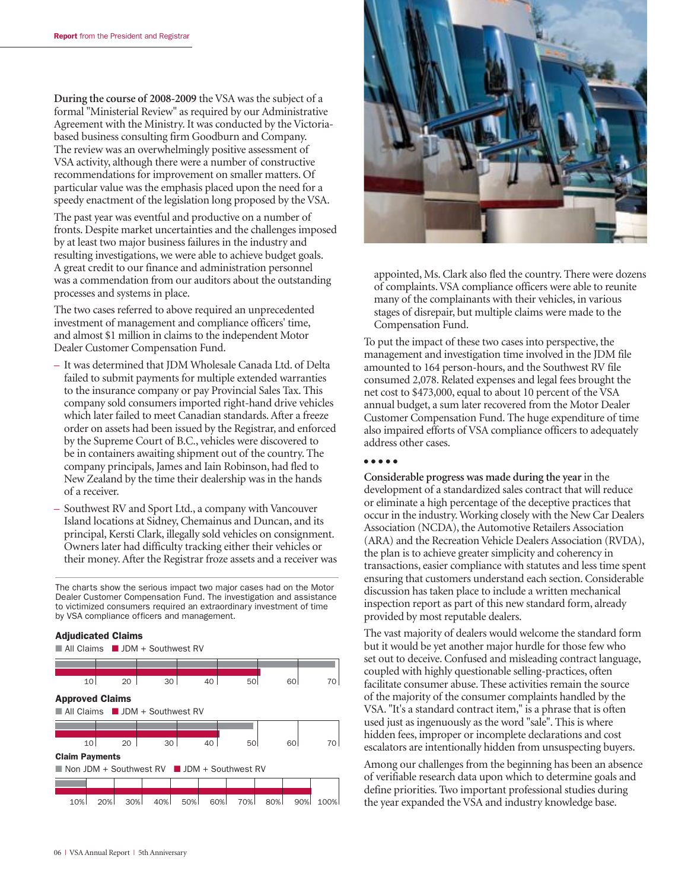**During the course of 2008-2009** the VSA was the subject of a formal "Ministerial Review" as required by our Administrative Agreement with the Ministry. It was conducted by the Victoria-based business consulting firm Goodburn and Company. The review was an overwhelmingly positive assessment of VSA activity, although there were a number of constructive recommendations for improvement on smaller matters. Of particular value was the emphasis placed upon the need for a speedy enactment of the legislation long proposed by the VSA.

The past year was eventful and productive on a number of fronts. Despite market uncertainties and the challenges imposed by at least two major business failures in the industry and resulting investigations, we were able to achieve budget goals. A great credit to our finance and administration personnel was a commendation from our auditors about the outstanding processes and systems in place.

The two cases referred to above required an unprecedented investment of management and compliance officers' time, and almost $1 million in claims to the independent Motor Dealer Customer Compensation Fund.

- It was determined that JDM Wholesale Canada Ltd. of Delta failed to submit payments for multiple extended warranties to the insurance company or pay Provincial Sales Tax. This company sold consumers imported right-hand drive vehicles which later failed to meet Canadian standards. After a freeze order on assets had been issued by the Registrar, and enforced by the Supreme Court of B.C., vehicles were discovered to be in containers awaiting shipment out of the country. The company principals, James and Iain Robinson, had fled to New Zealand by the time their dealership was in the hands of a receiver.
- Southwest RV and Sport Ltd., a company with Vancouver Island locations at Sidney, Chemainus and Duncan, and its principal, Kersti Clark, illegally sold vehicles on consignment. Owners later had difficulty tracking either their vehicles or their money. After the Registrar froze assets and a receiver was appointed, Ms. Clark also fled the country. There were dozens of complaints. VSA compliance officers were able to reunite many of the complainants with their vehicles, in various stages of disrepair, but multiple claims were made to the Compensation Fund.

The charts show the serious impact two major cases had on the Motor Dealer Customer Compensation Fund. The investigation and assistance to victimized consumers required an extraordinary investment of time by VSA compliance officers and management.

**Adjudicated Claims**

■ All Claims ■ JDM + Southwest RV

**Approved Claims**

■ All Claims ■ JDM + Southwest RV

**Claim Payments**

■ Non JDM + Southwest RV ■ JDM + Southwest RV

To put the impact of these two cases into perspective, the management and investigation time involved in the JDM file amounted to 164 person-hours, and the Southwest RV file consumed 2,078. Related expenses and legal fees brought the net cost to $473,000, equal to about 10 percent of the VSA annual budget, a sum later recovered from the Motor Dealer Customer Compensation Fund. The huge expenditure of time also impaired efforts of VSA compliance officers to adequately address other cases.

• • • • •

**Considerable progress was made during the year** in the development of a standardized sales contract that will reduce or eliminate a high percentage of the deceptive practices that occur in the industry. Working closely with the New Car Dealers Association (NCDA), the Automotive Retailers Association (ARA) and the Recreation Vehicle Dealers Association (RVDA), the plan is to achieve greater simplicity and coherency in transactions, easier compliance with statutes and less time spent ensuring that customers understand each section. Considerable discussion has taken place to include a written mechanical inspection report as part of this new standard form, already provided by most reputable dealers.

The vast majority of dealers would welcome the standard form but it would be yet another major hurdle for those few who set out to deceive. Confused and misleading contract language, coupled with highly questionable selling-practices, often facilitate consumer abuse. These activities remain the source of the majority of the consumer complaints handled by the VSA. "It's a standard contract item," is a phrase that is often used just as ingenuously as the word "sale". This is where hidden fees, improper or incomplete declarations and cost escalators are intentionally hidden from unsuspecting buyers.

Among our challenges from the beginning has been an absence of verifiable research data upon which to determine goals and define priorities. Two important professional studies during the year expanded the VSA and industry knowledge base.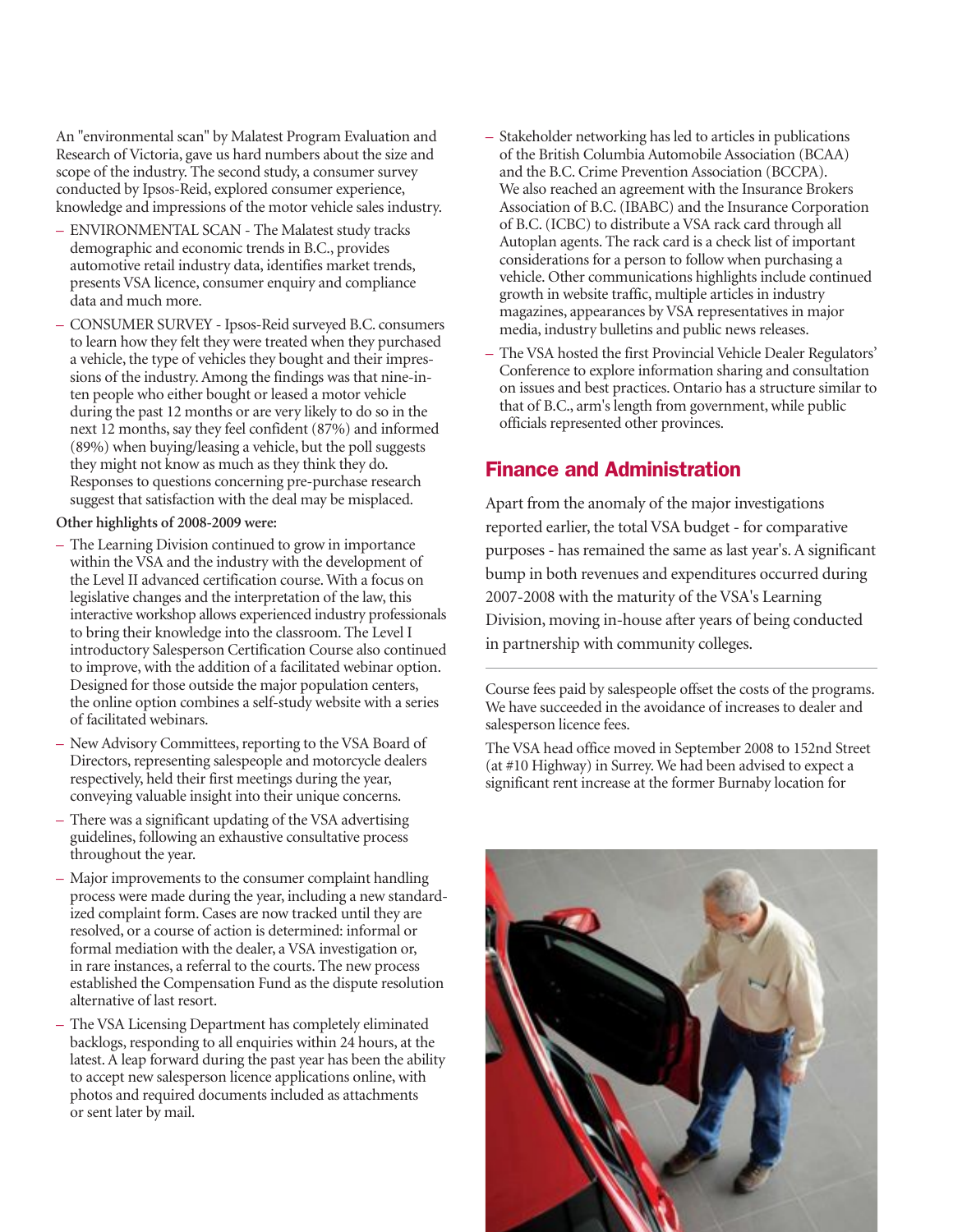An "environmental scan" by Malatest Program Evaluation and Research of Victoria, gave us hard numbers about the size and scope of the industry. The second study, a consumer survey conducted by Ipsos-Reid, explored consumer experience, knowledge and impressions of the motor vehicle sales industry.

- ENVIRONMENTAL SCAN - The Malatest study tracks demographic and economic trends in B.C., provides automotive retail industry data, identifies market trends, presents VSA licence, consumer enquiry and compliance data and much more.
- CONSUMER SURVEY - Ipsos-Reid surveyed B.C. consumers to learn how they felt they were treated when they purchased a vehicle, the type of vehicles they bought and their impressions of the industry. Among the findings was that nine-in-ten people who either bought or leased a motor vehicle during the past 12 months or are very likely to do so in the next 12 months, say they feel confident (87%) and informed (89%) when buying/leasing a vehicle, but the poll suggests they might not know as much as they think they do. Responses to questions concerning pre-purchase research suggest that satisfaction with the deal may be misplaced.

**Other highlights of 2008-2009 were:**

- The Learning Division continued to grow in importance within the VSA and the industry with the development of the Level II advanced certification course. With a focus on legislative changes and the interpretation of the law, this interactive workshop allows experienced industry professionals to bring their knowledge into the classroom. The Level I introductory Salesperson Certification Course also continued to improve, with the addition of a facilitated webinar option. Designed for those outside the major population centers, the online option combines a self-study website with a series of facilitated webinars.
- New Advisory Committees, reporting to the VSA Board of Directors, representing salespeople and motorcycle dealers respectively, held their first meetings during the year, conveying valuable insight into their unique concerns.
- There was a significant updating of the VSA advertising guidelines, following an exhaustive consultative process throughout the year.
- Major improvements to the consumer complaint handling process were made during the year, including a new standardized complaint form. Cases are now tracked until they are resolved, or a course of action is determined: informal or formal mediation with the dealer, a VSA investigation or, in rare instances, a referral to the courts. The new process established the Compensation Fund as the dispute resolution alternative of last resort.
- The VSA Licensing Department has completely eliminated backlogs, responding to all enquiries within 24 hours, at the latest. A leap forward during the past year has been the ability to accept new salesperson licence applications online, with photos and required documents included as attachments or sent later by mail.
- Stakeholder networking has led to articles in publications of the British Columbia Automobile Association (BCAA) and the B.C. Crime Prevention Association (BCCPA). We also reached an agreement with the Insurance Brokers Association of B.C. (IBABC) and the Insurance Corporation of B.C. (ICBC) to distribute a VSA rack card through all Autoplan agents. The rack card is a check list of important considerations for a person to follow when purchasing a vehicle. Other communications highlights include continued growth in website traffic, multiple articles in industry magazines, appearances by VSA representatives in major media, industry bulletins and public news releases.
- The VSA hosted the first Provincial Vehicle Dealer Regulators' Conference to explore information sharing and consultation on issues and best practices. Ontario has a structure similar to that of B.C., arm's length from government, while public officials represented other provinces.

## Finance and Administration

Apart from the anomaly of the major investigations reported earlier, the total VSA budget - for comparative purposes - has remained the same as last year's. A significant bump in both revenues and expenditures occurred during 2007-2008 with the maturity of the VSA's Learning Division, moving in-house after years of being conducted in partnership with community colleges.

Course fees paid by salespeople offset the costs of the programs. We have succeeded in the avoidance of increases to dealer and salesperson licence fees.

The VSA head office moved in September 2008 to 152nd Street (at #10 Highway) in Surrey. We had been advised to expect a significant rent increase at the former Burnaby location for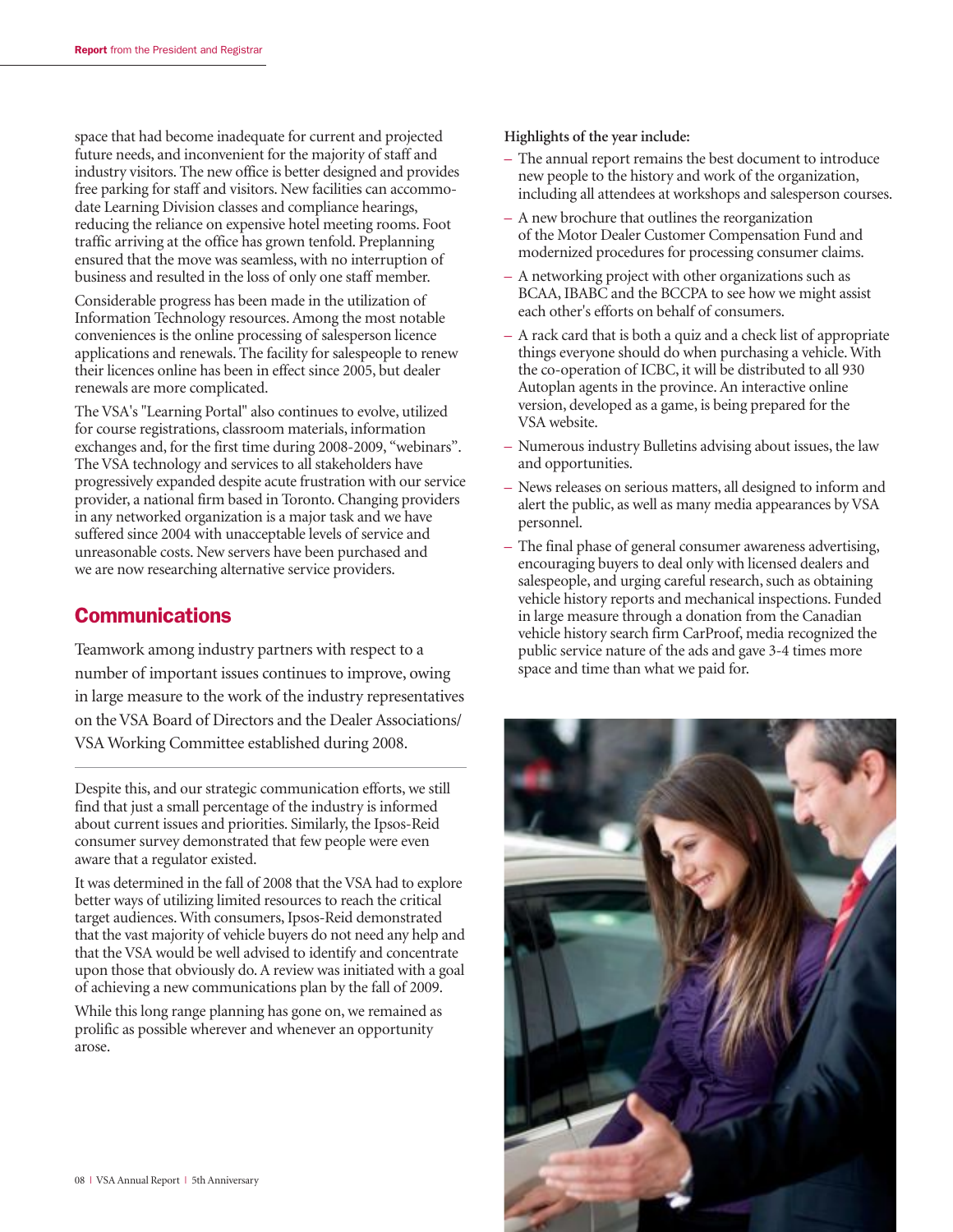space that had become inadequate for current and projected future needs, and inconvenient for the majority of staff and industry visitors. The new office is better designed and provides free parking for staff and visitors. New facilities can accommodate Learning Division classes and compliance hearings, reducing the reliance on expensive hotel meeting rooms. Foot traffic arriving at the office has grown tenfold. Preplanning ensured that the move was seamless, with no interruption of business and resulted in the loss of only one staff member.

Considerable progress has been made in the utilization of Information Technology resources. Among the most notable conveniences is the online processing of salesperson licence applications and renewals. The facility for salespeople to renew their licences online has been in effect since 2005, but dealer renewals are more complicated.

The VSA's "Learning Portal" also continues to evolve, utilized for course registrations, classroom materials, information exchanges and, for the first time during 2008-2009, "webinars". The VSA technology and services to all stakeholders have progressively expanded despite acute frustration with our service provider, a national firm based in Toronto. Changing providers in any networked organization is a major task and we have suffered since 2004 with unacceptable levels of service and unreasonable costs. New servers have been purchased and we are now researching alternative service providers.

## Communications

Teamwork among industry partners with respect to a number of important issues continues to improve, owing in large measure to the work of the industry representatives on the VSA Board of Directors and the Dealer Associations/ VSA Working Committee established during 2008.

Despite this, and our strategic communication efforts, we still find that just a small percentage of the industry is informed about current issues and priorities. Similarly, the Ipsos-Reid consumer survey demonstrated that few people were even aware that a regulator existed.

It was determined in the fall of 2008 that the VSA had to explore better ways of utilizing limited resources to reach the critical target audiences. With consumers, Ipsos-Reid demonstrated that the vast majority of vehicle buyers do not need any help and that the VSA would be well advised to identify and concentrate upon those that obviously do. A review was initiated with a goal of achieving a new communications plan by the fall of 2009.

While this long range planning has gone on, we remained as prolific as possible wherever and whenever an opportunity arose.

**Highlights of the year include:**

- The annual report remains the best document to introduce new people to the history and work of the organization, including all attendees at workshops and salesperson courses.
- A new brochure that outlines the reorganization of the Motor Dealer Customer Compensation Fund and modernized procedures for processing consumer claims.
- A networking project with other organizations such as BCAA, IBABC and the BCCPA to see how we might assist each other's efforts on behalf of consumers.
- A rack card that is both a quiz and a check list of appropriate things everyone should do when purchasing a vehicle. With the co-operation of ICBC, it will be distributed to all 930 Autoplan agents in the province. An interactive online version, developed as a game, is being prepared for the VSA website.
- Numerous industry Bulletins advising about issues, the law and opportunities.
- News releases on serious matters, all designed to inform and alert the public, as well as many media appearances by VSA personnel.
- The final phase of general consumer awareness advertising, encouraging buyers to deal only with licensed dealers and salespeople, and urging careful research, such as obtaining vehicle history reports and mechanical inspections. Funded in large measure through a donation from the Canadian vehicle history search firm CarProof, media recognized the public service nature of the ads and gave 3-4 times more space and time than what we paid for.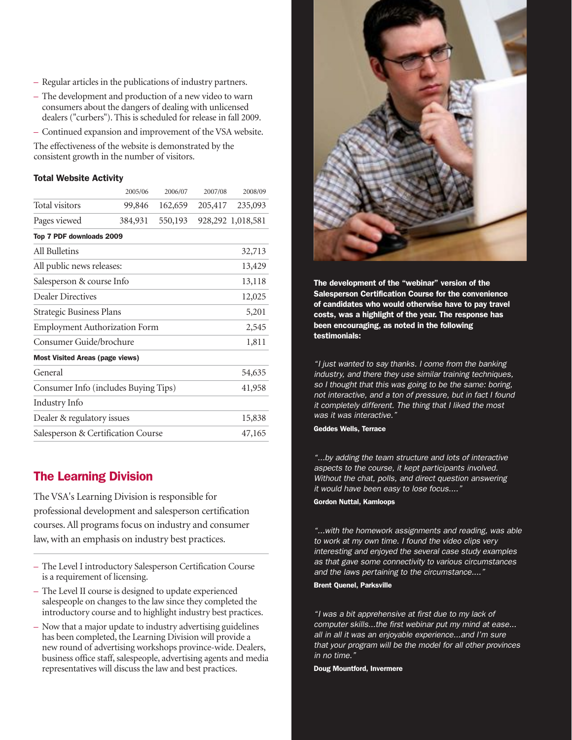– Regular articles in the publications of industry partners.

– The development and production of a new video to warn consumers about the dangers of dealing with unlicensed dealers ("curbers"). This is scheduled for release in fall 2009.

– Continued expansion and improvement of the VSA website.

The effectiveness of the website is demonstrated by the consistent growth in the number of visitors.

### Total Website Activity

| | 2005/06 | 2006/07 | 2007/08 | 2008/09 |
|---|---|---|---|---|
| Total visitors | 99,846 | 162,659 | 205,417 | 235,093 |
| Pages viewed | 384,931 | 550,193 | 928,292 | 1,018,581 |

| **Top 7 PDF downloads 2009** | |
|---|---|
| All Bulletins | 32,713 |
| All public news releases: | 13,429 |
| Salesperson & course Info | 13,118 |
| Dealer Directives | 12,025 |
| Strategic Business Plans | 5,201 |
| Employment Authorization Form | 2,545 |
| Consumer Guide/brochure | 1,811 |

| **Most Visited Areas (page views)** | |
|---|---|
| General | 54,635 |
| Consumer Info (includes Buying Tips) | 41,958 |
| Industry Info | |
| Dealer & regulatory issues | 15,838 |
| Salesperson & Certification Course | 47,165 |

## The Learning Division

The VSA's Learning Division is responsible for professional development and salesperson certification courses. All programs focus on industry and consumer law, with an emphasis on industry best practices.

– The Level I introductory Salesperson Certification Course is a requirement of licensing.

– The Level II course is designed to update experienced salespeople on changes to the law since they completed the introductory course and to highlight industry best practices.

– Now that a major update to industry advertising guidelines has been completed, the Learning Division will provide a new round of advertising workshops province-wide. Dealers, business office staff, salespeople, advertising agents and media representatives will discuss the law and best practices.

**The development of the "webinar" version of the Salesperson Certification Course for the convenience of candidates who would otherwise have to pay travel costs, was a highlight of the year. The response has been encouraging, as noted in the following testimonials:**

*"I just wanted to say thanks. I come from the banking industry, and there they use similar training techniques, so I thought that this was going to be the same: boring, not interactive, and a ton of pressure, but in fact I found it completely different. The thing that I liked the most was it was interactive."*

**Geddes Wells, Terrace**

*"...by adding the team structure and lots of interactive aspects to the course, it kept participants involved. Without the chat, polls, and direct question answering it would have been easy to lose focus...."*

**Gordon Nuttal, Kamloops**

*"...with the homework assignments and reading, was able to work at my own time. I found the video clips very interesting and enjoyed the several case study examples as that gave some connectivity to various circumstances and the laws pertaining to the circumstance...."*

**Brent Quenel, Parksville**

*"I was a bit apprehensive at first due to my lack of computer skills...the first webinar put my mind at ease... all in all it was an enjoyable experience...and I'm sure that your program will be the model for all other provinces in no time."*

**Doug Mountford, Invermere**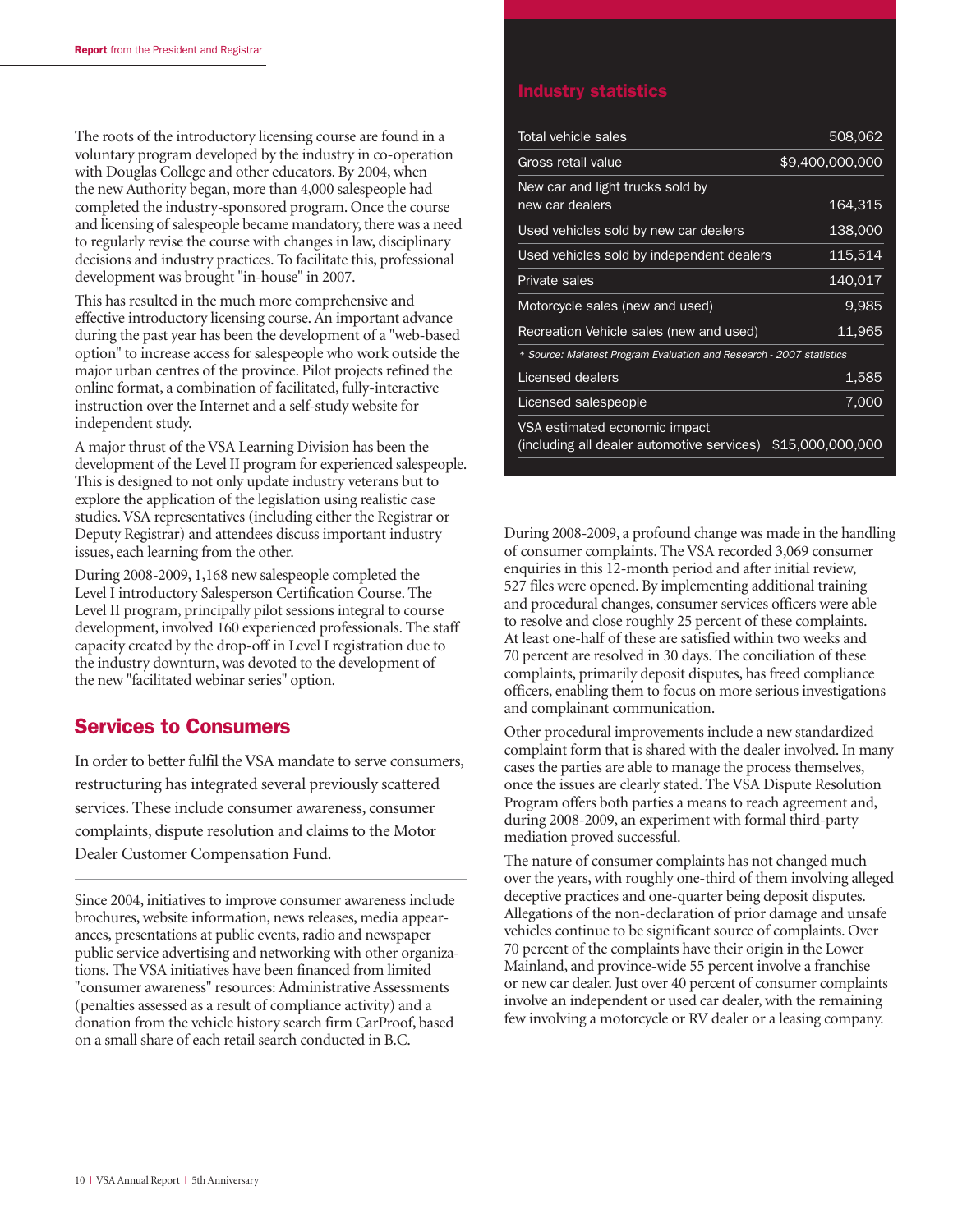The roots of the introductory licensing course are found in a voluntary program developed by the industry in co-operation with Douglas College and other educators. By 2004, when the new Authority began, more than 4,000 salespeople had completed the industry-sponsored program. Once the course and licensing of salespeople became mandatory, there was a need to regularly revise the course with changes in law, disciplinary decisions and industry practices. To facilitate this, professional development was brought "in-house" in 2007.

This has resulted in the much more comprehensive and effective introductory licensing course. An important advance during the past year has been the development of a "web-based option" to increase access for salespeople who work outside the major urban centres of the province. Pilot projects refined the online format, a combination of facilitated, fully-interactive instruction over the Internet and a self-study website for independent study.

A major thrust of the VSA Learning Division has been the development of the Level II program for experienced salespeople. This is designed to not only update industry veterans but to explore the application of the legislation using realistic case studies. VSA representatives (including either the Registrar or Deputy Registrar) and attendees discuss important industry issues, each learning from the other.

During 2008-2009, 1,168 new salespeople completed the Level I introductory Salesperson Certification Course. The Level II program, principally pilot sessions integral to course development, involved 160 experienced professionals. The staff capacity created by the drop-off in Level I registration due to the industry downturn, was devoted to the development of the new "facilitated webinar series" option.

## Industry statistics

| Item | Value |
|---|---|
| Total vehicle sales | 508,062 |
| Gross retail value | $9,400,000,000 |
| New car and light trucks sold by new car dealers | 164,315 |
| Used vehicles sold by new car dealers | 138,000 |
| Used vehicles sold by independent dealers | 115,514 |
| Private sales | 140,017 |
| Motorcycle sales (new and used) | 9,985 |
| Recreation Vehicle sales (new and used) | 11,965 |
| *\* Source: Malatest Program Evaluation and Research - 2007 statistics* | |
| Licensed dealers | 1,585 |
| Licensed salespeople | 7,000 |
| VSA estimated economic impact (including all dealer automotive services) | $15,000,000,000 |

## Services to Consumers

In order to better fulfil the VSA mandate to serve consumers, restructuring has integrated several previously scattered services. These include consumer awareness, consumer complaints, dispute resolution and claims to the Motor Dealer Customer Compensation Fund.

Since 2004, initiatives to improve consumer awareness include brochures, website information, news releases, media appearances, presentations at public events, radio and newspaper public service advertising and networking with other organizations. The VSA initiatives have been financed from limited "consumer awareness" resources: Administrative Assessments (penalties assessed as a result of compliance activity) and a donation from the vehicle history search firm CarProof, based on a small share of each retail search conducted in B.C.

During 2008-2009, a profound change was made in the handling of consumer complaints. The VSA recorded 3,069 consumer enquiries in this 12-month period and after initial review, 527 files were opened. By implementing additional training and procedural changes, consumer services officers were able to resolve and close roughly 25 percent of these complaints. At least one-half of these are satisfied within two weeks and 70 percent are resolved in 30 days. The conciliation of these complaints, primarily deposit disputes, has freed compliance officers, enabling them to focus on more serious investigations and complainant communication.

Other procedural improvements include a new standardized complaint form that is shared with the dealer involved. In many cases the parties are able to manage the process themselves, once the issues are clearly stated. The VSA Dispute Resolution Program offers both parties a means to reach agreement and, during 2008-2009, an experiment with formal third-party mediation proved successful.

The nature of consumer complaints has not changed much over the years, with roughly one-third of them involving alleged deceptive practices and one-quarter being deposit disputes. Allegations of the non-declaration of prior damage and unsafe vehicles continue to be significant source of complaints. Over 70 percent of the complaints have their origin in the Lower Mainland, and province-wide 55 percent involve a franchise or new car dealer. Just over 40 percent of consumer complaints involve an independent or used car dealer, with the remaining few involving a motorcycle or RV dealer or a leasing company.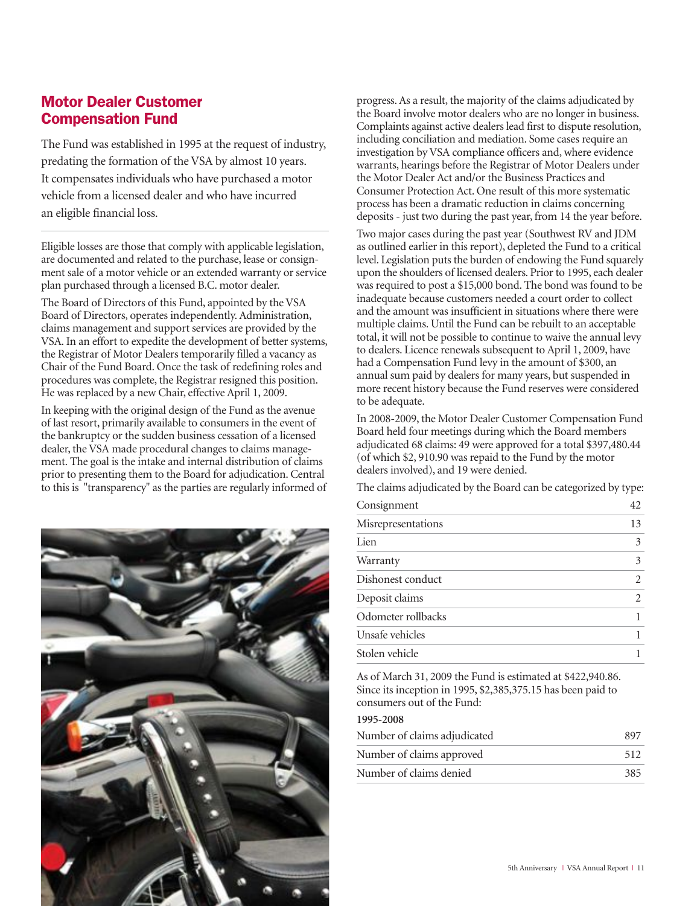## Motor Dealer Customer Compensation Fund

The Fund was established in 1995 at the request of industry, predating the formation of the VSA by almost 10 years. It compensates individuals who have purchased a motor vehicle from a licensed dealer and who have incurred an eligible financial loss.

Eligible losses are those that comply with applicable legislation, are documented and related to the purchase, lease or consignment sale of a motor vehicle or an extended warranty or service plan purchased through a licensed B.C. motor dealer.

The Board of Directors of this Fund, appointed by the VSA Board of Directors, operates independently. Administration, claims management and support services are provided by the VSA. In an effort to expedite the development of better systems, the Registrar of Motor Dealers temporarily filled a vacancy as Chair of the Fund Board. Once the task of redefining roles and procedures was complete, the Registrar resigned this position. He was replaced by a new Chair, effective April 1, 2009.

In keeping with the original design of the Fund as the avenue of last resort, primarily available to consumers in the event of the bankruptcy or the sudden business cessation of a licensed dealer, the VSA made procedural changes to claims management. The goal is the intake and internal distribution of claims prior to presenting them to the Board for adjudication. Central to this is "transparency" as the parties are regularly informed of progress. As a result, the majority of the claims adjudicated by the Board involve motor dealers who are no longer in business. Complaints against active dealers lead first to dispute resolution, including conciliation and mediation. Some cases require an investigation by VSA compliance officers and, where evidence warrants, hearings before the Registrar of Motor Dealers under the Motor Dealer Act and/or the Business Practices and Consumer Protection Act. One result of this more systematic process has been a dramatic reduction in claims concerning deposits - just two during the past year, from 14 the year before.

Two major cases during the past year (Southwest RV and JDM as outlined earlier in this report), depleted the Fund to a critical level. Legislation puts the burden of endowing the Fund squarely upon the shoulders of licensed dealers. Prior to 1995, each dealer was required to post a $15,000 bond. The bond was found to be inadequate because customers needed a court order to collect and the amount was insufficient in situations where there were multiple claims. Until the Fund can be rebuilt to an acceptable total, it will not be possible to continue to waive the annual levy to dealers. Licence renewals subsequent to April 1, 2009, have had a Compensation Fund levy in the amount of $300, an annual sum paid by dealers for many years, but suspended in more recent history because the Fund reserves were considered to be adequate.

In 2008-2009, the Motor Dealer Customer Compensation Fund Board held four meetings during which the Board members adjudicated 68 claims: 49 were approved for a total $397,480.44 (of which $2, 910.90 was repaid to the Fund by the motor dealers involved), and 19 were denied.

The claims adjudicated by the Board can be categorized by type:

| Type | Number |
|---|---|
| Consignment | 42 |
| Misrepresentations | 13 |
| Lien | 3 |
| Warranty | 3 |
| Dishonest conduct | 2 |
| Deposit claims | 2 |
| Odometer rollbacks | 1 |
| Unsafe vehicles | 1 |
| Stolen vehicle | 1 |

As of March 31, 2009 the Fund is estimated at $422,940.86. Since its inception in 1995, $2,385,375.15 has been paid to consumers out of the Fund:

**1995-2008**

| | |
|---|---|
| Number of claims adjudicated | 897 |
| Number of claims approved | 512 |
| Number of claims denied | 385 |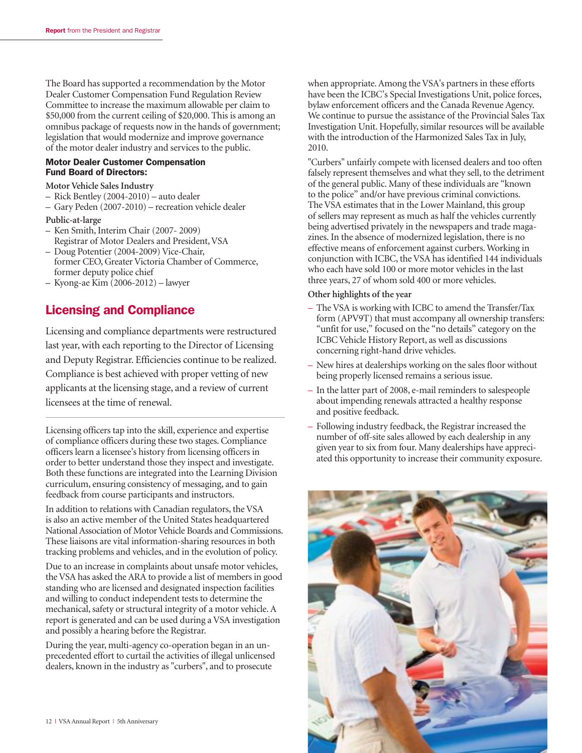The Board has supported a recommendation by the Motor Dealer Customer Compensation Fund Regulation Review Committee to increase the maximum allowable per claim to $50,000 from the current ceiling of $20,000. This is among an omnibus package of requests now in the hands of government; legislation that would modernize and improve governance of the motor dealer industry and services to the public.

**Motor Dealer Customer Compensation Fund Board of Directors:**

**Motor Vehicle Sales Industry**

- Rick Bentley (2004-2010) – auto dealer
- Gary Peden (2007-2010) – recreation vehicle dealer

**Public-at-large**

- Ken Smith, Interim Chair (2007- 2009) Registrar of Motor Dealers and President, VSA
- Doug Potentier (2004-2009) Vice-Chair, former CEO, Greater Victoria Chamber of Commerce, former deputy police chief
- Kyong-ae Kim (2006-2012) – lawyer

## Licensing and Compliance

Licensing and compliance departments were restructured last year, with each reporting to the Director of Licensing and Deputy Registrar. Efficiencies continue to be realized. Compliance is best achieved with proper vetting of new applicants at the licensing stage, and a review of current licensees at the time of renewal.

Licensing officers tap into the skill, experience and expertise of compliance officers during these two stages. Compliance officers learn a licensee's history from licensing officers in order to better understand those they inspect and investigate. Both these functions are integrated into the Learning Division curriculum, ensuring consistency of messaging, and to gain feedback from course participants and instructors.

In addition to relations with Canadian regulators, the VSA is also an active member of the United States headquartered National Association of Motor Vehicle Boards and Commissions. These liaisons are vital information-sharing resources in both tracking problems and vehicles, and in the evolution of policy.

Due to an increase in complaints about unsafe motor vehicles, the VSA has asked the ARA to provide a list of members in good standing who are licensed and designated inspection facilities and willing to conduct independent tests to determine the mechanical, safety or structural integrity of a motor vehicle. A report is generated and can be used during a VSA investigation and possibly a hearing before the Registrar.

During the year, multi-agency co-operation began in an unprecedented effort to curtail the activities of illegal unlicensed dealers, known in the industry as "curbers", and to prosecute when appropriate. Among the VSA's partners in these efforts have been the ICBC's Special Investigations Unit, police forces, bylaw enforcement officers and the Canada Revenue Agency. We continue to pursue the assistance of the Provincial Sales Tax Investigation Unit. Hopefully, similar resources will be available with the introduction of the Harmonized Sales Tax in July, 2010.

"Curbers" unfairly compete with licensed dealers and too often falsely represent themselves and what they sell, to the detriment of the general public. Many of these individuals are "known to the police" and/or have previous criminal convictions. The VSA estimates that in the Lower Mainland, this group of sellers may represent as much as half the vehicles currently being advertised privately in the newspapers and trade magazines. In the absence of modernized legislation, there is no effective means of enforcement against curbers. Working in conjunction with ICBC, the VSA has identified 144 individuals who each have sold 100 or more motor vehicles in the last three years, 27 of whom sold 400 or more vehicles.

**Other highlights of the year**

- The VSA is working with ICBC to amend the Transfer/Tax form (APV9T) that must accompany all ownership transfers: "unfit for use," focused on the "no details" category on the ICBC Vehicle History Report, as well as discussions concerning right-hand drive vehicles.
- New hires at dealerships working on the sales floor without being properly licensed remains a serious issue.
- In the latter part of 2008, e-mail reminders to salespeople about impending renewals attracted a healthy response and positive feedback.
- Following industry feedback, the Registrar increased the number of off-site sales allowed by each dealership in any given year to six from four. Many dealerships have appreciated this opportunity to increase their community exposure.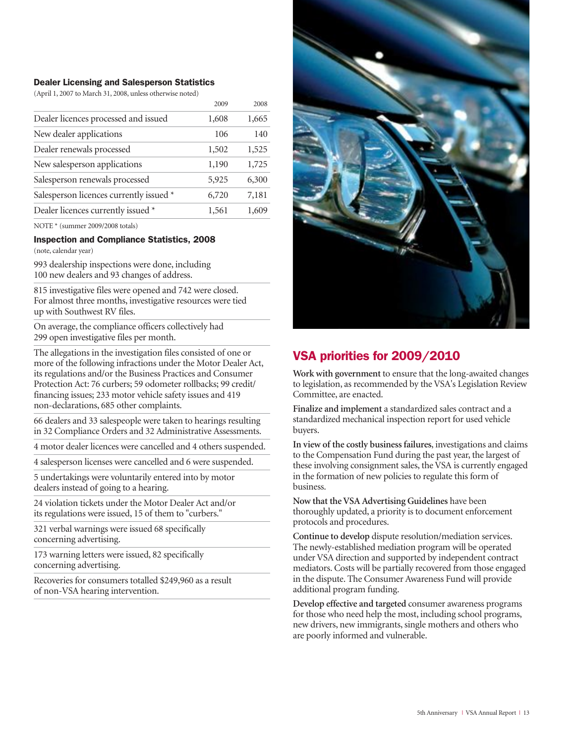## Dealer Licensing and Salesperson Statistics

(April 1, 2007 to March 31, 2008, unless otherwise noted)

| | 2009 | 2008 |
|---|---|---|
| Dealer licences processed and issued | 1,608 | 1,665 |
| New dealer applications | 106 | 140 |
| Dealer renewals processed | 1,502 | 1,525 |
| New salesperson applications | 1,190 | 1,725 |
| Salesperson renewals processed | 5,925 | 6,300 |
| Salesperson licences currently issued * | 6,720 | 7,181 |
| Dealer licences currently issued * | 1,561 | 1,609 |

NOTE * (summer 2009/2008 totals)

## Inspection and Compliance Statistics, 2008

(note, calendar year)

993 dealership inspections were done, including 100 new dealers and 93 changes of address.

815 investigative files were opened and 742 were closed. For almost three months, investigative resources were tied up with Southwest RV files.

On average, the compliance officers collectively had 299 open investigative files per month.

The allegations in the investigation files consisted of one or more of the following infractions under the Motor Dealer Act, its regulations and/or the Business Practices and Consumer Protection Act: 76 curbers; 59 odometer rollbacks; 99 credit/financing issues; 233 motor vehicle safety issues and 419 non-declarations, 685 other complaints.

66 dealers and 33 salespeople were taken to hearings resulting in 32 Compliance Orders and 32 Administrative Assessments.

4 motor dealer licences were cancelled and 4 others suspended.

4 salesperson licenses were cancelled and 6 were suspended.

5 undertakings were voluntarily entered into by motor dealers instead of going to a hearing.

24 violation tickets under the Motor Dealer Act and/or its regulations were issued, 15 of them to "curbers."

321 verbal warnings were issued 68 specifically concerning advertising.

173 warning letters were issued, 82 specifically concerning advertising.

Recoveries for consumers totalled $249,960 as a result of non-VSA hearing intervention.

## VSA priorities for 2009/2010

**Work with government** to ensure that the long-awaited changes to legislation, as recommended by the VSA's Legislation Review Committee, are enacted.

**Finalize and implement** a standardized sales contract and a standardized mechanical inspection report for used vehicle buyers.

**In view of the costly business failures**, investigations and claims to the Compensation Fund during the past year, the largest of these involving consignment sales, the VSA is currently engaged in the formation of new policies to regulate this form of business.

**Now that the VSA Advertising Guidelines** have been thoroughly updated, a priority is to document enforcement protocols and procedures.

**Continue to develop** dispute resolution/mediation services. The newly-established mediation program will be operated under VSA direction and supported by independent contract mediators. Costs will be partially recovered from those engaged in the dispute. The Consumer Awareness Fund will provide additional program funding.

**Develop effective and targeted** consumer awareness programs for those who need help the most, including school programs, new drivers, new immigrants, single mothers and others who are poorly informed and vulnerable.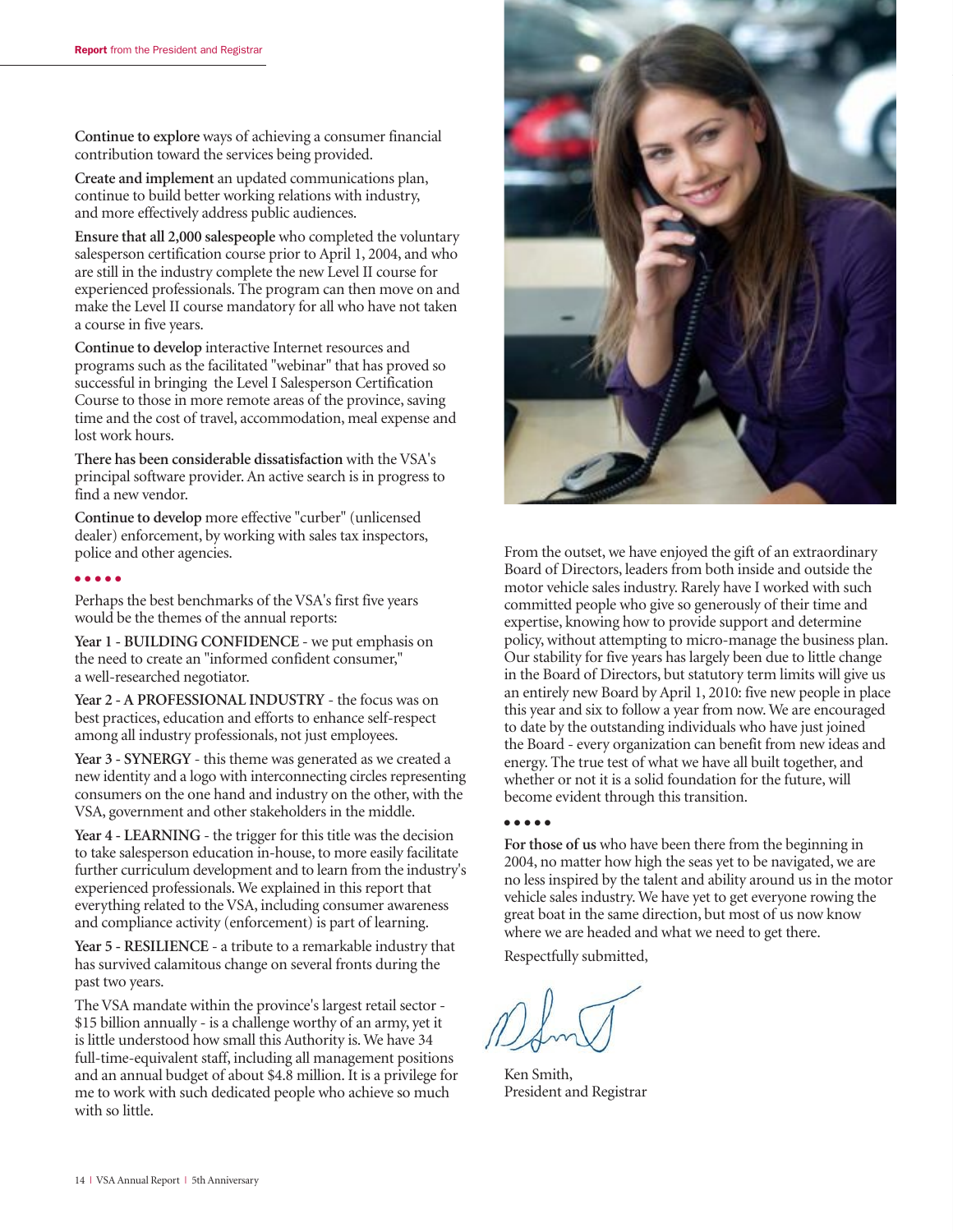**Continue to explore** ways of achieving a consumer financial contribution toward the services being provided.

**Create and implement** an updated communications plan, continue to build better working relations with industry, and more effectively address public audiences.

**Ensure that all 2,000 salespeople** who completed the voluntary salesperson certification course prior to April 1, 2004, and who are still in the industry complete the new Level II course for experienced professionals. The program can then move on and make the Level II course mandatory for all who have not taken a course in five years.

**Continue to develop** interactive Internet resources and programs such as the facilitated "webinar" that has proved so successful in bringing the Level I Salesperson Certification Course to those in more remote areas of the province, saving time and the cost of travel, accommodation, meal expense and lost work hours.

**There has been considerable dissatisfaction** with the VSA's principal software provider. An active search is in progress to find a new vendor.

**Continue to develop** more effective "curber" (unlicensed dealer) enforcement, by working with sales tax inspectors, police and other agencies.

• • • • •

Perhaps the best benchmarks of the VSA's first five years would be the themes of the annual reports:

**Year 1 - BUILDING CONFIDENCE** - we put emphasis on the need to create an "informed confident consumer," a well-researched negotiator.

**Year 2 - A PROFESSIONAL INDUSTRY** - the focus was on best practices, education and efforts to enhance self-respect among all industry professionals, not just employees.

**Year 3 - SYNERGY** - this theme was generated as we created a new identity and a logo with interconnecting circles representing consumers on the one hand and industry on the other, with the VSA, government and other stakeholders in the middle.

**Year 4 - LEARNING** - the trigger for this title was the decision to take salesperson education in-house, to more easily facilitate further curriculum development and to learn from the industry's experienced professionals. We explained in this report that everything related to the VSA, including consumer awareness and compliance activity (enforcement) is part of learning.

**Year 5 - RESILIENCE** - a tribute to a remarkable industry that has survived calamitous change on several fronts during the past two years.

The VSA mandate within the province's largest retail sector - $15 billion annually - is a challenge worthy of an army, yet it is little understood how small this Authority is. We have 34 full-time-equivalent staff, including all management positions and an annual budget of about $4.8 million. It is a privilege for me to work with such dedicated people who achieve so much with so little.

From the outset, we have enjoyed the gift of an extraordinary Board of Directors, leaders from both inside and outside the motor vehicle sales industry. Rarely have I worked with such committed people who give so generously of their time and expertise, knowing how to provide support and determine policy, without attempting to micro-manage the business plan. Our stability for five years has largely been due to little change in the Board of Directors, but statutory term limits will give us an entirely new Board by April 1, 2010: five new people in place this year and six to follow a year from now. We are encouraged to date by the outstanding individuals who have just joined the Board - every organization can benefit from new ideas and energy. The true test of what we have all built together, and whether or not it is a solid foundation for the future, will become evident through this transition.

• • • • •

**For those of us** who have been there from the beginning in 2004, no matter how high the seas yet to be navigated, we are no less inspired by the talent and ability around us in the motor vehicle sales industry. We have yet to get everyone rowing the great boat in the same direction, but most of us now know where we are headed and what we need to get there.

Respectfully submitted,

Ken Smith,
President and Registrar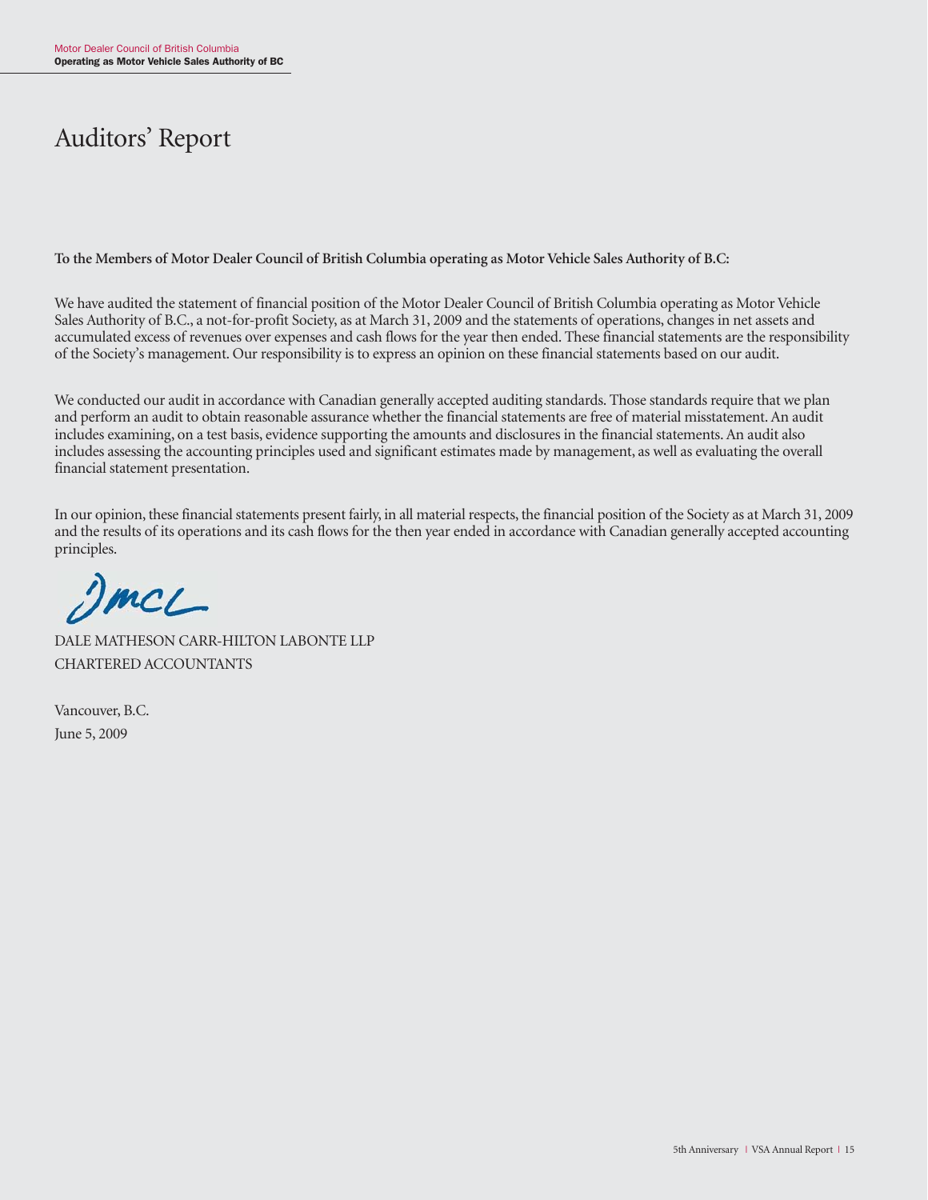# Auditors' Report

**To the Members of Motor Dealer Council of British Columbia operating as Motor Vehicle Sales Authority of B.C:**

We have audited the statement of financial position of the Motor Dealer Council of British Columbia operating as Motor Vehicle Sales Authority of B.C., a not-for-profit Society, as at March 31, 2009 and the statements of operations, changes in net assets and accumulated excess of revenues over expenses and cash flows for the year then ended. These financial statements are the responsibility of the Society's management. Our responsibility is to express an opinion on these financial statements based on our audit.

We conducted our audit in accordance with Canadian generally accepted auditing standards. Those standards require that we plan and perform an audit to obtain reasonable assurance whether the financial statements are free of material misstatement. An audit includes examining, on a test basis, evidence supporting the amounts and disclosures in the financial statements. An audit also includes assessing the accounting principles used and significant estimates made by management, as well as evaluating the overall financial statement presentation.

In our opinion, these financial statements present fairly, in all material respects, the financial position of the Society as at March 31, 2009 and the results of its operations and its cash flows for the then year ended in accordance with Canadian generally accepted accounting principles.

DMCL

DALE MATHESON CARR-HILTON LABONTE LLP
CHARTERED ACCOUNTANTS

Vancouver, B.C.
June 5, 2009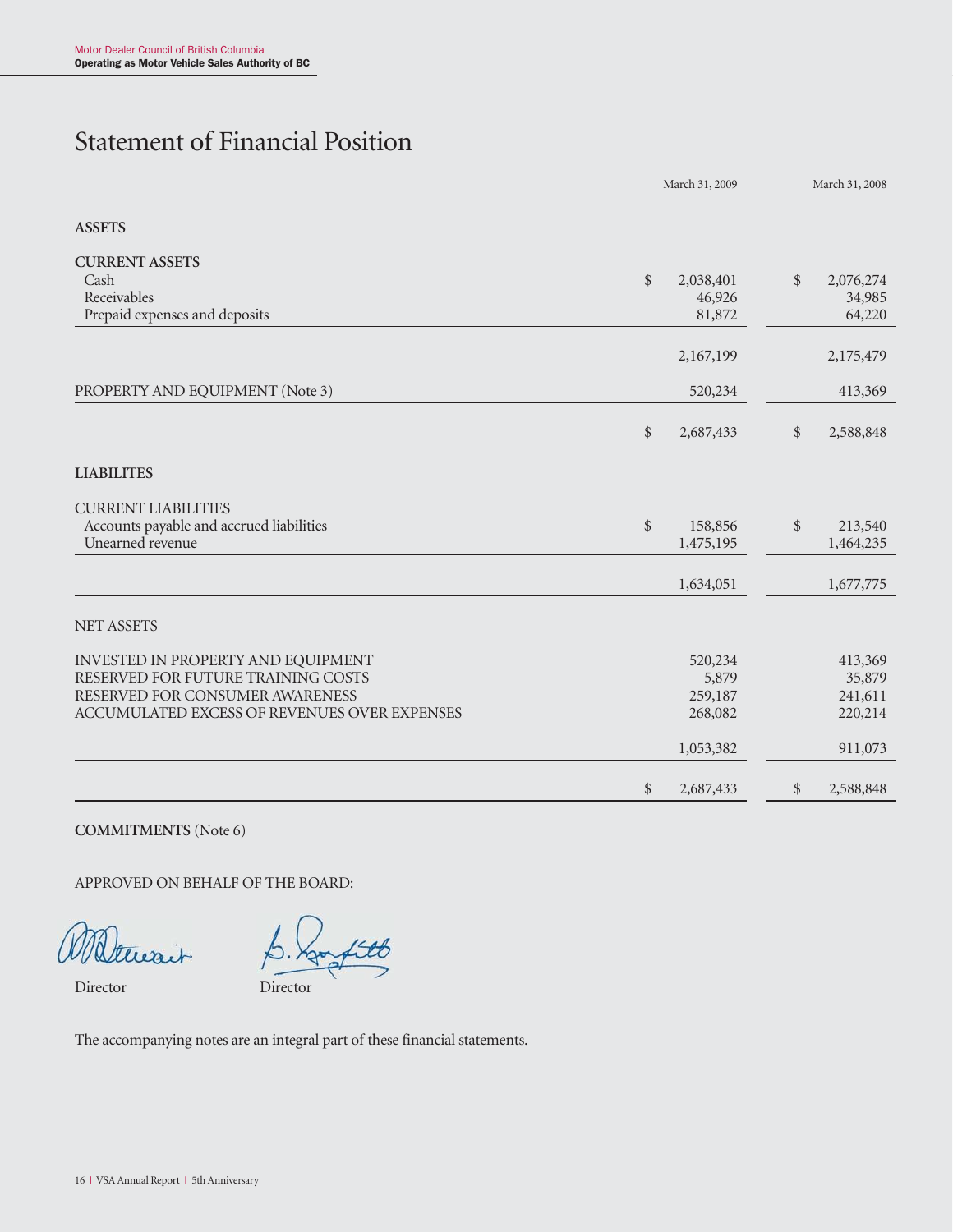Motor Dealer Council of British Columbia
**Operating as Motor Vehicle Sales Authority of BC**

# Statement of Financial Position

| | March 31, 2009 | March 31, 2008 |
|---|---|---|
| **ASSETS** | | |
| **CURRENT ASSETS** | | |
| Cash | $ 2,038,401 | $ 2,076,274 |
| Receivables | 46,926 | 34,985 |
| Prepaid expenses and deposits | 81,872 | 64,220 |
| | 2,167,199 | 2,175,479 |
| PROPERTY AND EQUIPMENT (Note 3) | 520,234 | 413,369 |
| | $ 2,687,433 | $ 2,588,848 |
| **LIABILITES** | | |
| CURRENT LIABILITIES | | |
| Accounts payable and accrued liabilities | $ 158,856 | $ 213,540 |
| Unearned revenue | 1,475,195 | 1,464,235 |
| | 1,634,051 | 1,677,775 |
| NET ASSETS | | |
| INVESTED IN PROPERTY AND EQUIPMENT | 520,234 | 413,369 |
| RESERVED FOR FUTURE TRAINING COSTS | 5,879 | 35,879 |
| RESERVED FOR CONSUMER AWARENESS | 259,187 | 241,611 |
| ACCUMULATED EXCESS OF REVENUES OVER EXPENSES | 268,082 | 220,214 |
| | 1,053,382 | 911,073 |
| | $ 2,687,433 | $ 2,588,848 |

**COMMITMENTS** (Note 6)

APPROVED ON BEHALF OF THE BOARD:

Director        Director

The accompanying notes are an integral part of these financial statements.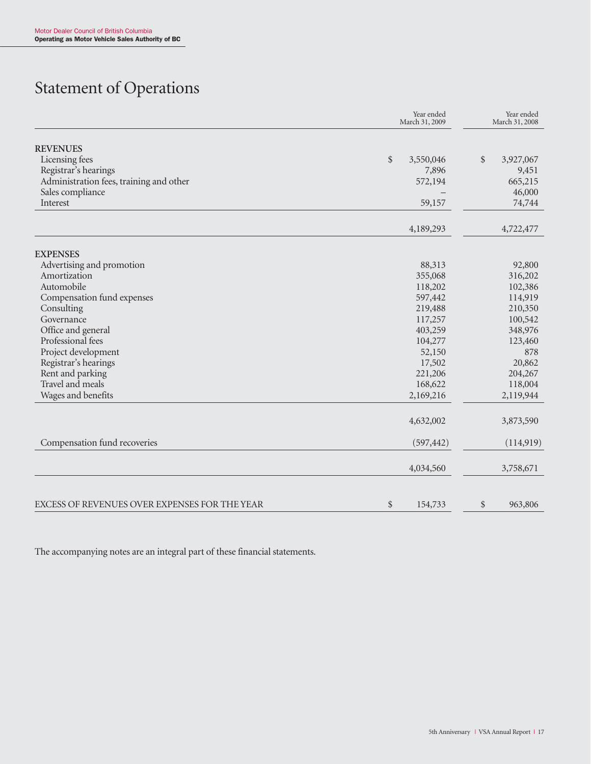# Statement of Operations

| | Year ended March 31, 2009 | Year ended March 31, 2008 |
|---|---|---|
| **REVENUES** | | |
| Licensing fees | $ 3,550,046 | $ 3,927,067 |
| Registrar's hearings | 7,896 | 9,451 |
| Administration fees, training and other | 572,194 | 665,215 |
| Sales compliance | – | 46,000 |
| Interest | 59,157 | 74,744 |
| | 4,189,293 | 4,722,477 |
| **EXPENSES** | | |
| Advertising and promotion | 88,313 | 92,800 |
| Amortization | 355,068 | 316,202 |
| Automobile | 118,202 | 102,386 |
| Compensation fund expenses | 597,442 | 114,919 |
| Consulting | 219,488 | 210,350 |
| Governance | 117,257 | 100,542 |
| Office and general | 403,259 | 348,976 |
| Professional fees | 104,277 | 123,460 |
| Project development | 52,150 | 878 |
| Registrar's hearings | 17,502 | 20,862 |
| Rent and parking | 221,206 | 204,267 |
| Travel and meals | 168,622 | 118,004 |
| Wages and benefits | 2,169,216 | 2,119,944 |
| | 4,632,002 | 3,873,590 |
| Compensation fund recoveries | (597,442) | (114,919) |
| | 4,034,560 | 3,758,671 |
| EXCESS OF REVENUES OVER EXPENSES FOR THE YEAR | $ 154,733 | $ 963,806 |

The accompanying notes are an integral part of these financial statements.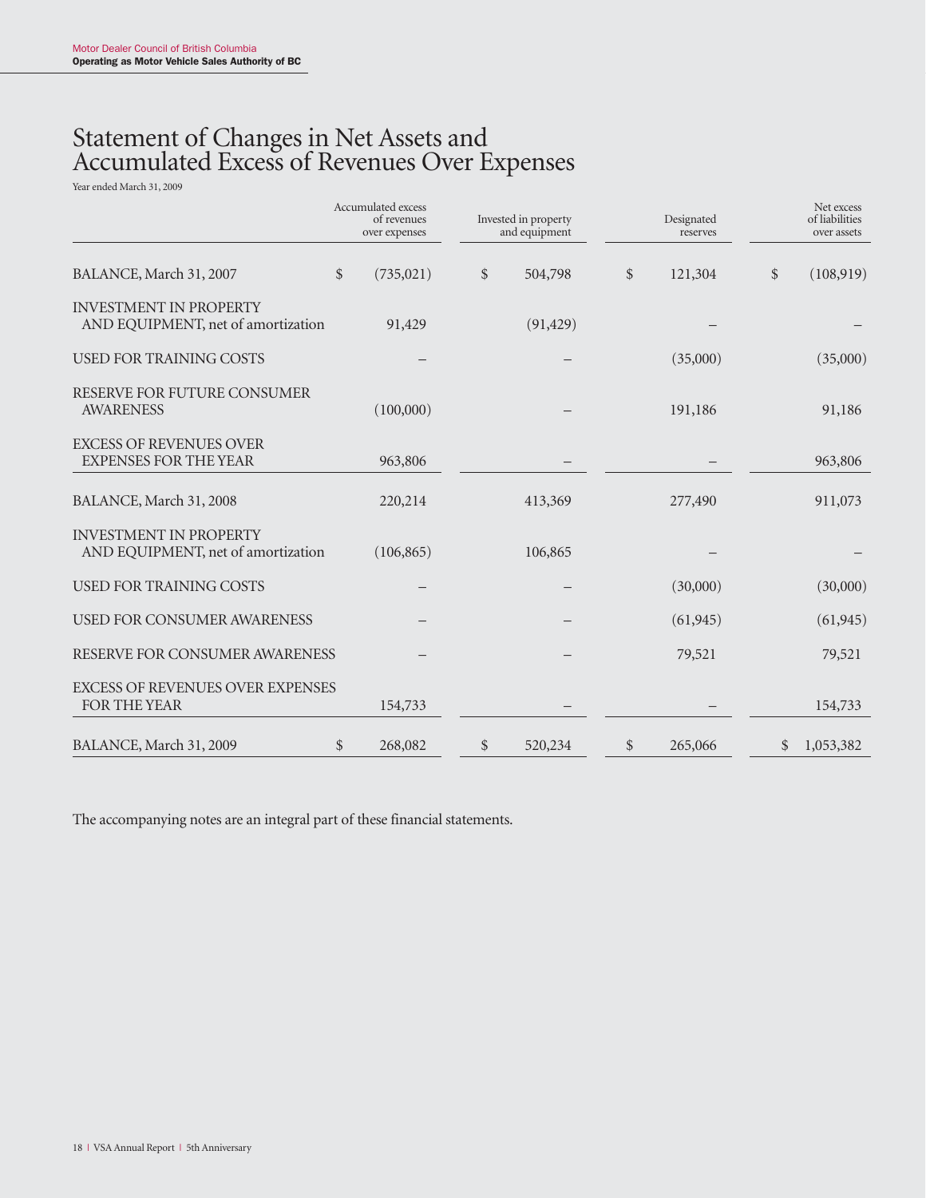# Statement of Changes in Net Assets and Accumulated Excess of Revenues Over Expenses

Year ended March 31, 2009

| | Accumulated excess of revenues over expenses | Invested in property and equipment | Designated reserves | Net excess of liabilities over assets |
|---|---|---|---|---|
| BALANCE, March 31, 2007 | $ (735,021) | $ 504,798 | $ 121,304 | $ (108,919) |
| INVESTMENT IN PROPERTY AND EQUIPMENT, net of amortization | 91,429 | (91,429) | – | – |
| USED FOR TRAINING COSTS | – | – | (35,000) | (35,000) |
| RESERVE FOR FUTURE CONSUMER AWARENESS | (100,000) | – | 191,186 | 91,186 |
| EXCESS OF REVENUES OVER EXPENSES FOR THE YEAR | 963,806 | – | – | 963,806 |
| BALANCE, March 31, 2008 | 220,214 | 413,369 | 277,490 | 911,073 |
| INVESTMENT IN PROPERTY AND EQUIPMENT, net of amortization | (106,865) | 106,865 | – | – |
| USED FOR TRAINING COSTS | – | – | (30,000) | (30,000) |
| USED FOR CONSUMER AWARENESS | – | – | (61,945) | (61,945) |
| RESERVE FOR CONSUMER AWARENESS | – | – | 79,521 | 79,521 |
| EXCESS OF REVENUES OVER EXPENSES FOR THE YEAR | 154,733 | – | – | 154,733 |
| BALANCE, March 31, 2009 | $ 268,082 | $ 520,234 | $ 265,066 | $ 1,053,382 |

The accompanying notes are an integral part of these financial statements.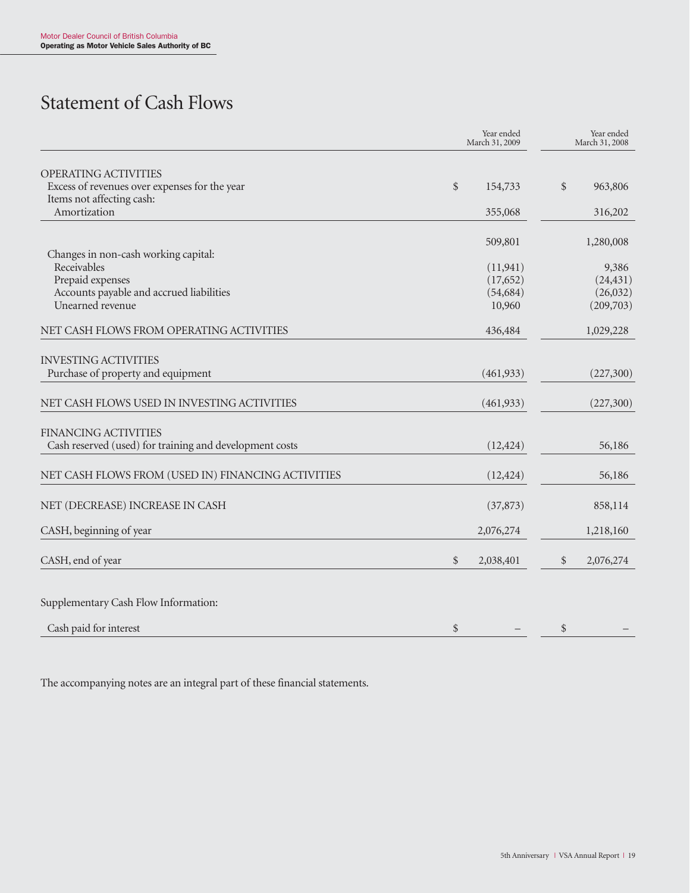Motor Dealer Council of British Columbia
**Operating as Motor Vehicle Sales Authority of BC**

# Statement of Cash Flows

| | Year ended March 31, 2009 | Year ended March 31, 2008 |
|---|---|---|
| OPERATING ACTIVITIES | | |
| Excess of revenues over expenses for the year | $ 154,733 | $ 963,806 |
| Items not affecting cash: | | |
| Amortization | 355,068 | 316,202 |
| | 509,801 | 1,280,008 |
| Changes in non-cash working capital: | | |
| Receivables | (11,941) | 9,386 |
| Prepaid expenses | (17,652) | (24,431) |
| Accounts payable and accrued liabilities | (54,684) | (26,032) |
| Unearned revenue | 10,960 | (209,703) |
| NET CASH FLOWS FROM OPERATING ACTIVITIES | 436,484 | 1,029,228 |
| INVESTING ACTIVITIES | | |
| Purchase of property and equipment | (461,933) | (227,300) |
| NET CASH FLOWS USED IN INVESTING ACTIVITIES | (461,933) | (227,300) |
| FINANCING ACTIVITIES | | |
| Cash reserved (used) for training and development costs | (12,424) | 56,186 |
| NET CASH FLOWS FROM (USED IN) FINANCING ACTIVITIES | (12,424) | 56,186 |
| NET (DECREASE) INCREASE IN CASH | (37,873) | 858,114 |
| CASH, beginning of year | 2,076,274 | 1,218,160 |
| CASH, end of year | $ 2,038,401 | $ 2,076,274 |

Supplementary Cash Flow Information:

| | | |
|---|---|---|
| Cash paid for interest | $ – | $ – |

The accompanying notes are an integral part of these financial statements.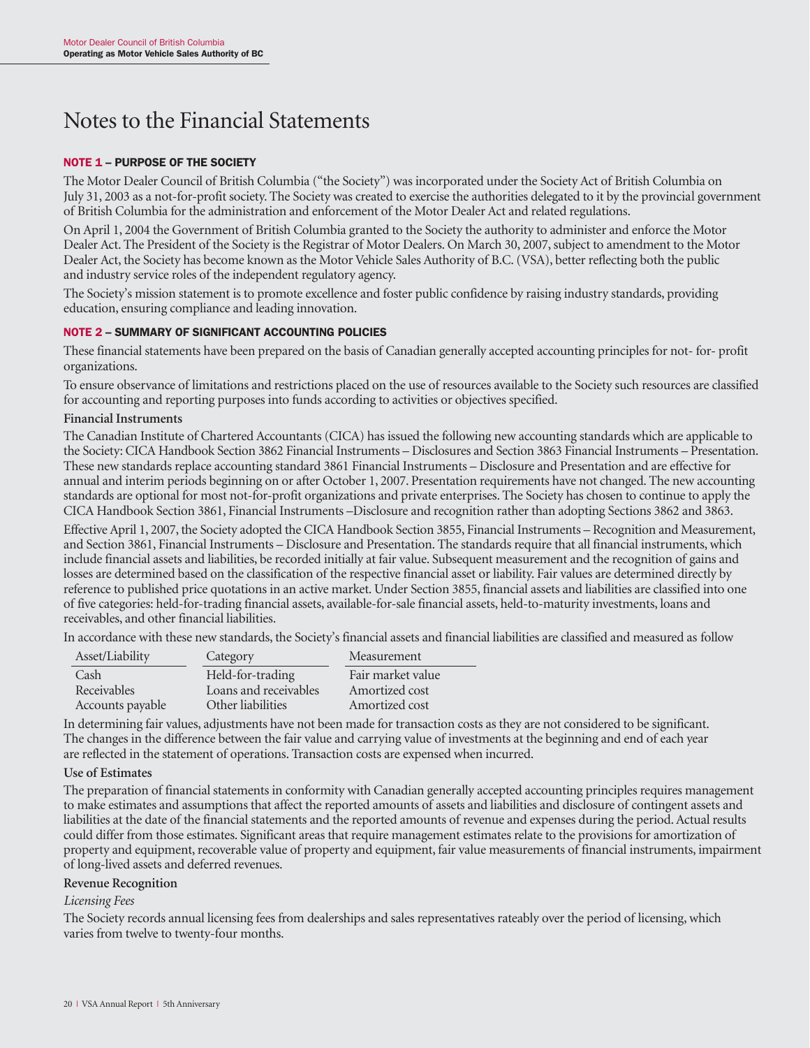# Notes to the Financial Statements

**NOTE 1 – PURPOSE OF THE SOCIETY**

The Motor Dealer Council of British Columbia ("the Society") was incorporated under the Society Act of British Columbia on July 31, 2003 as a not-for-profit society. The Society was created to exercise the authorities delegated to it by the provincial government of British Columbia for the administration and enforcement of the Motor Dealer Act and related regulations.

On April 1, 2004 the Government of British Columbia granted to the Society the authority to administer and enforce the Motor Dealer Act. The President of the Society is the Registrar of Motor Dealers. On March 30, 2007, subject to amendment to the Motor Dealer Act, the Society has become known as the Motor Vehicle Sales Authority of B.C. (VSA), better reflecting both the public and industry service roles of the independent regulatory agency.

The Society's mission statement is to promote excellence and foster public confidence by raising industry standards, providing education, ensuring compliance and leading innovation.

**NOTE 2 – SUMMARY OF SIGNIFICANT ACCOUNTING POLICIES**

These financial statements have been prepared on the basis of Canadian generally accepted accounting principles for not- for- profit organizations.

To ensure observance of limitations and restrictions placed on the use of resources available to the Society such resources are classified for accounting and reporting purposes into funds according to activities or objectives specified.

**Financial Instruments**

The Canadian Institute of Chartered Accountants (CICA) has issued the following new accounting standards which are applicable to the Society: CICA Handbook Section 3862 Financial Instruments – Disclosures and Section 3863 Financial Instruments – Presentation. These new standards replace accounting standard 3861 Financial Instruments – Disclosure and Presentation and are effective for annual and interim periods beginning on or after October 1, 2007. Presentation requirements have not changed. The new accounting standards are optional for most not-for-profit organizations and private enterprises. The Society has chosen to continue to apply the CICA Handbook Section 3861, Financial Instruments –Disclosure and recognition rather than adopting Sections 3862 and 3863.

Effective April 1, 2007, the Society adopted the CICA Handbook Section 3855, Financial Instruments – Recognition and Measurement, and Section 3861, Financial Instruments – Disclosure and Presentation. The standards require that all financial instruments, which include financial assets and liabilities, be recorded initially at fair value. Subsequent measurement and the recognition of gains and losses are determined based on the classification of the respective financial asset or liability. Fair values are determined directly by reference to published price quotations in an active market. Under Section 3855, financial assets and liabilities are classified into one of five categories: held-for-trading financial assets, available-for-sale financial assets, held-to-maturity investments, loans and receivables, and other financial liabilities.

In accordance with these new standards, the Society's financial assets and financial liabilities are classified and measured as follow

| Asset/Liability | Category | Measurement |
|---|---|---|
| Cash | Held-for-trading | Fair market value |
| Receivables | Loans and receivables | Amortized cost |
| Accounts payable | Other liabilities | Amortized cost |

In determining fair values, adjustments have not been made for transaction costs as they are not considered to be significant. The changes in the difference between the fair value and carrying value of investments at the beginning and end of each year are reflected in the statement of operations. Transaction costs are expensed when incurred.

**Use of Estimates**

The preparation of financial statements in conformity with Canadian generally accepted accounting principles requires management to make estimates and assumptions that affect the reported amounts of assets and liabilities and disclosure of contingent assets and liabilities at the date of the financial statements and the reported amounts of revenue and expenses during the period. Actual results could differ from those estimates. Significant areas that require management estimates relate to the provisions for amortization of property and equipment, recoverable value of property and equipment, fair value measurements of financial instruments, impairment of long-lived assets and deferred revenues.

**Revenue Recognition**

*Licensing Fees*

The Society records annual licensing fees from dealerships and sales representatives rateably over the period of licensing, which varies from twelve to twenty-four months.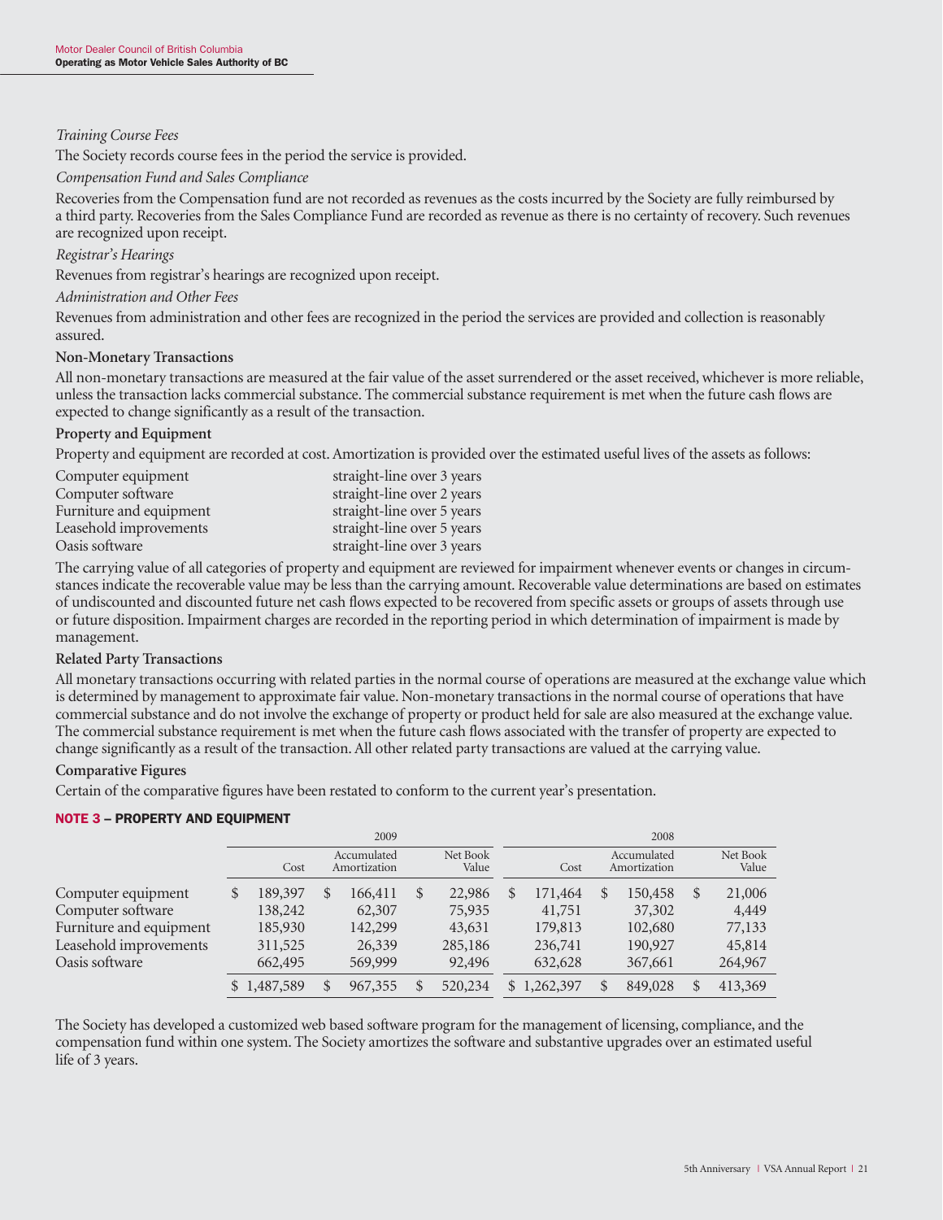*Training Course Fees*

The Society records course fees in the period the service is provided.

*Compensation Fund and Sales Compliance*

Recoveries from the Compensation fund are not recorded as revenues as the costs incurred by the Society are fully reimbursed by a third party. Recoveries from the Sales Compliance Fund are recorded as revenue as there is no certainty of recovery. Such revenues are recognized upon receipt.

*Registrar's Hearings*

Revenues from registrar's hearings are recognized upon receipt.

*Administration and Other Fees*

Revenues from administration and other fees are recognized in the period the services are provided and collection is reasonably assured.

**Non-Monetary Transactions**

All non-monetary transactions are measured at the fair value of the asset surrendered or the asset received, whichever is more reliable, unless the transaction lacks commercial substance. The commercial substance requirement is met when the future cash flows are expected to change significantly as a result of the transaction.

**Property and Equipment**

Property and equipment are recorded at cost. Amortization is provided over the estimated useful lives of the assets as follows:

| | |
|---|---|
| Computer equipment | straight-line over 3 years |
| Computer software | straight-line over 2 years |
| Furniture and equipment | straight-line over 5 years |
| Leasehold improvements | straight-line over 5 years |
| Oasis software | straight-line over 3 years |

The carrying value of all categories of property and equipment are reviewed for impairment whenever events or changes in circumstances indicate the recoverable value may be less than the carrying amount. Recoverable value determinations are based on estimates of undiscounted and discounted future net cash flows expected to be recovered from specific assets or groups of assets through use or future disposition. Impairment charges are recorded in the reporting period in which determination of impairment is made by management.

**Related Party Transactions**

All monetary transactions occurring with related parties in the normal course of operations are measured at the exchange value which is determined by management to approximate fair value. Non-monetary transactions in the normal course of operations that have commercial substance and do not involve the exchange of property or product held for sale are also measured at the exchange value. The commercial substance requirement is met when the future cash flows associated with the transfer of property are expected to change significantly as a result of the transaction. All other related party transactions are valued at the carrying value.

**Comparative Figures**

Certain of the comparative figures have been restated to conform to the current year's presentation.

## NOTE 3 – PROPERTY AND EQUIPMENT

| | 2009 | | | 2008 | | |
|---|---|---|---|---|---|---|
| | Cost | Accumulated Amortization | Net Book Value | Cost | Accumulated Amortization | Net Book Value |
| Computer equipment | $ 189,397 | $ 166,411 | $ 22,986 | $ 171,464 | $ 150,458 | $ 21,006 |
| Computer software | 138,242 | 62,307 | 75,935 | 41,751 | 37,302 | 4,449 |
| Furniture and equipment | 185,930 | 142,299 | 43,631 | 179,813 | 102,680 | 77,133 |
| Leasehold improvements | 311,525 | 26,339 | 285,186 | 236,741 | 190,927 | 45,814 |
| Oasis software | 662,495 | 569,999 | 92,496 | 632,628 | 367,661 | 264,967 |
| | $ 1,487,589 | $ 967,355 | $ 520,234 | $ 1,262,397 | $ 849,028 | $ 413,369 |

The Society has developed a customized web based software program for the management of licensing, compliance, and the compensation fund within one system. The Society amortizes the software and substantive upgrades over an estimated useful life of 3 years.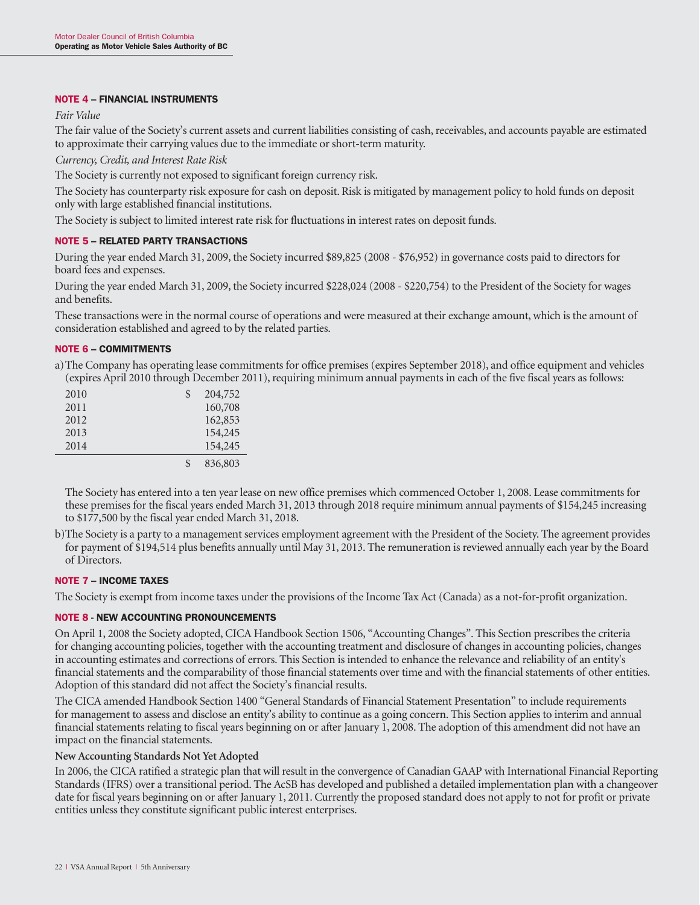## NOTE 4 – FINANCIAL INSTRUMENTS

*Fair Value*

The fair value of the Society's current assets and current liabilities consisting of cash, receivables, and accounts payable are estimated to approximate their carrying values due to the immediate or short-term maturity.

*Currency, Credit, and Interest Rate Risk*

The Society is currently not exposed to significant foreign currency risk.

The Society has counterparty risk exposure for cash on deposit. Risk is mitigated by management policy to hold funds on deposit only with large established financial institutions.

The Society is subject to limited interest rate risk for fluctuations in interest rates on deposit funds.

## NOTE 5 – RELATED PARTY TRANSACTIONS

During the year ended March 31, 2009, the Society incurred $89,825 (2008 - $76,952) in governance costs paid to directors for board fees and expenses.

During the year ended March 31, 2009, the Society incurred $228,024 (2008 - $220,754) to the President of the Society for wages and benefits.

These transactions were in the normal course of operations and were measured at their exchange amount, which is the amount of consideration established and agreed to by the related parties.

## NOTE 6 – COMMITMENTS

a) The Company has operating lease commitments for office premises (expires September 2018), and office equipment and vehicles (expires April 2010 through December 2011), requiring minimum annual payments in each of the five fiscal years as follows:

| | |
|---|---|
| 2010 | $ 204,752 |
| 2011 | 160,708 |
| 2012 | 162,853 |
| 2013 | 154,245 |
| 2014 | 154,245 |
| | $ 836,803 |

The Society has entered into a ten year lease on new office premises which commenced October 1, 2008. Lease commitments for these premises for the fiscal years ended March 31, 2013 through 2018 require minimum annual payments of $154,245 increasing to $177,500 by the fiscal year ended March 31, 2018.

b) The Society is a party to a management services employment agreement with the President of the Society. The agreement provides for payment of $194,514 plus benefits annually until May 31, 2013. The remuneration is reviewed annually each year by the Board of Directors.

## NOTE 7 – INCOME TAXES

The Society is exempt from income taxes under the provisions of the Income Tax Act (Canada) as a not-for-profit organization.

## NOTE 8 - NEW ACCOUNTING PRONOUNCEMENTS

On April 1, 2008 the Society adopted, CICA Handbook Section 1506, "Accounting Changes". This Section prescribes the criteria for changing accounting policies, together with the accounting treatment and disclosure of changes in accounting policies, changes in accounting estimates and corrections of errors. This Section is intended to enhance the relevance and reliability of an entity's financial statements and the comparability of those financial statements over time and with the financial statements of other entities. Adoption of this standard did not affect the Society's financial results.

The CICA amended Handbook Section 1400 "General Standards of Financial Statement Presentation" to include requirements for management to assess and disclose an entity's ability to continue as a going concern. This Section applies to interim and annual financial statements relating to fiscal years beginning on or after January 1, 2008. The adoption of this amendment did not have an impact on the financial statements.

**New Accounting Standards Not Yet Adopted**

In 2006, the CICA ratified a strategic plan that will result in the convergence of Canadian GAAP with International Financial Reporting Standards (IFRS) over a transitional period. The AcSB has developed and published a detailed implementation plan with a changeover date for fiscal years beginning on or after January 1, 2011. Currently the proposed standard does not apply to not for profit or private entities unless they constitute significant public interest enterprises.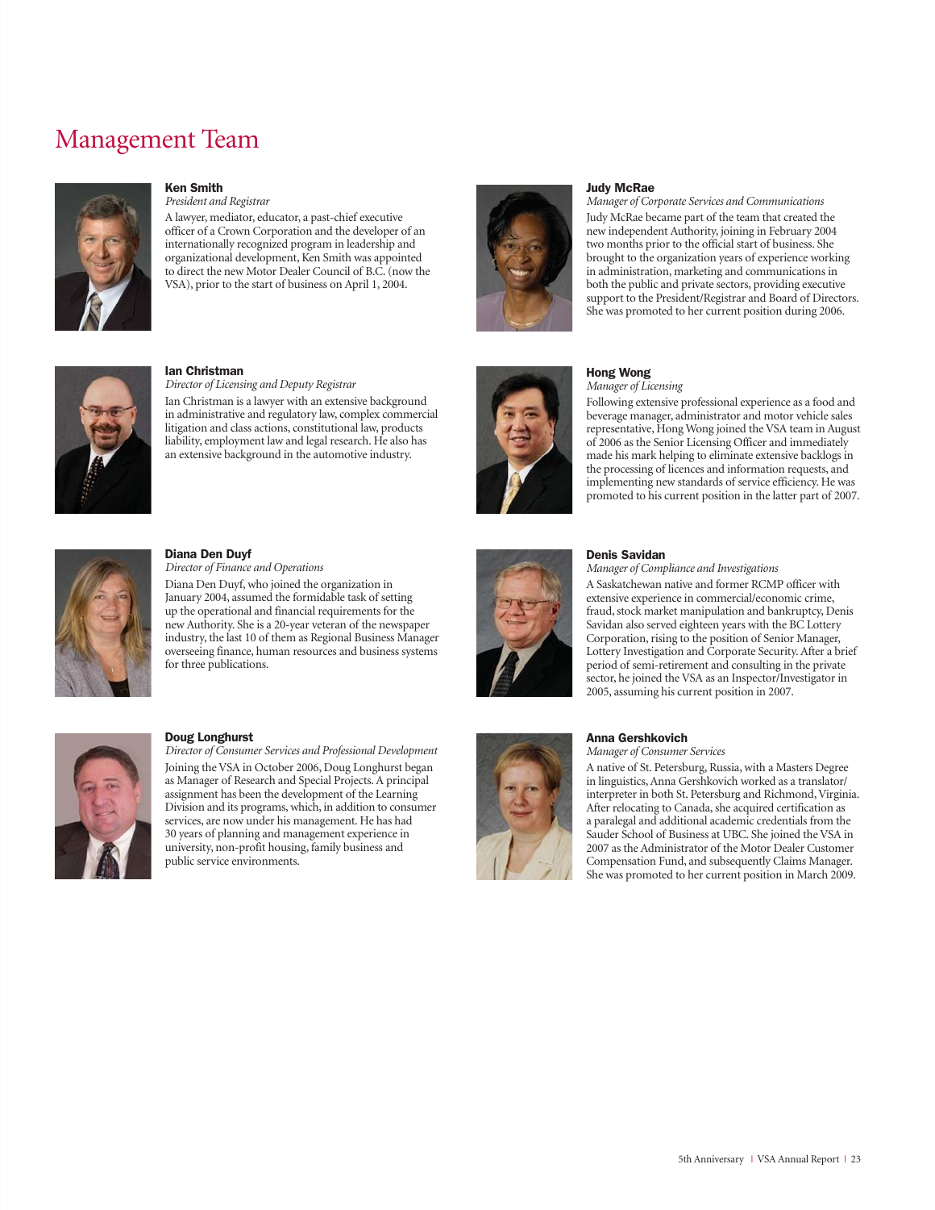# Management Team

### Ken Smith

*President and Registrar*

A lawyer, mediator, educator, a past-chief executive officer of a Crown Corporation and the developer of an internationally recognized program in leadership and organizational development, Ken Smith was appointed to direct the new Motor Dealer Council of B.C. (now the VSA), prior to the start of business on April 1, 2004.

### Ian Christman

*Director of Licensing and Deputy Registrar*

Ian Christman is a lawyer with an extensive background in administrative and regulatory law, complex commercial litigation and class actions, constitutional law, products liability, employment law and legal research. He also has an extensive background in the automotive industry.

### Diana Den Duyf

*Director of Finance and Operations*

Diana Den Duyf, who joined the organization in January 2004, assumed the formidable task of setting up the operational and financial requirements for the new Authority. She is a 20-year veteran of the newspaper industry, the last 10 of them as Regional Business Manager overseeing finance, human resources and business systems for three publications.

### Doug Longhurst

*Director of Consumer Services and Professional Development*

Joining the VSA in October 2006, Doug Longhurst began as Manager of Research and Special Projects. A principal assignment has been the development of the Learning Division and its programs, which, in addition to consumer services, are now under his management. He has had 30 years of planning and management experience in university, non-profit housing, family business and public service environments.

### Judy McRae

*Manager of Corporate Services and Communications*

Judy McRae became part of the team that created the new independent Authority, joining in February 2004 two months prior to the official start of business. She brought to the organization years of experience working in administration, marketing and communications in both the public and private sectors, providing executive support to the President/Registrar and Board of Directors. She was promoted to her current position during 2006.

### Hong Wong

*Manager of Licensing*

Following extensive professional experience as a food and beverage manager, administrator and motor vehicle sales representative, Hong Wong joined the VSA team in August of 2006 as the Senior Licensing Officer and immediately made his mark helping to eliminate extensive backlogs in the processing of licences and information requests, and implementing new standards of service efficiency. He was promoted to his current position in the latter part of 2007.

### Denis Savidan

*Manager of Compliance and Investigations*

A Saskatchewan native and former RCMP officer with extensive experience in commercial/economic crime, fraud, stock market manipulation and bankruptcy, Denis Savidan also served eighteen years with the BC Lottery Corporation, rising to the position of Senior Manager, Lottery Investigation and Corporate Security. After a brief period of semi-retirement and consulting in the private sector, he joined the VSA as an Inspector/Investigator in 2005, assuming his current position in 2007.

### Anna Gershkovich

*Manager of Consumer Services*

A native of St. Petersburg, Russia, with a Masters Degree in linguistics, Anna Gershkovich worked as a translator/interpreter in both St. Petersburg and Richmond, Virginia. After relocating to Canada, she acquired certification as a paralegal and additional academic credentials from the Sauder School of Business at UBC. She joined the VSA in 2007 as the Administrator of the Motor Dealer Customer Compensation Fund, and subsequently Claims Manager. She was promoted to her current position in March 2009.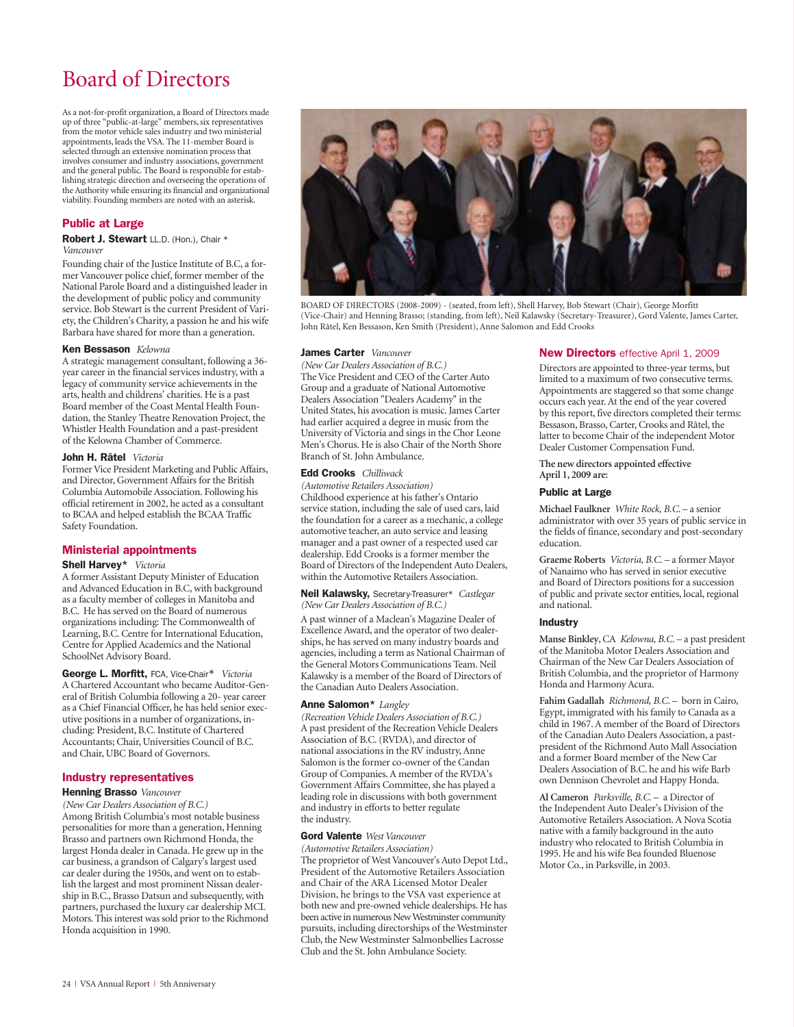# Board of Directors

As a not-for-profit organization, a Board of Directors made up of three "public-at-large" members, six representatives from the motor vehicle sales industry and two ministerial appointments, leads the VSA. The 11-member Board is selected through an extensive nomination process that involves consumer and industry associations, government and the general public. The Board is responsible for establishing strategic direction and overseeing the operations of the Authority while ensuring its financial and organizational viability. Founding members are noted with an asterisk.

BOARD OF DIRECTORS (2008-2009) - (seated, from left), Shell Harvey, Bob Stewart (Chair), George Morfitt (Vice-Chair) and Henning Brasso; (standing, from left), Neil Kalawsky (Secretary-Treasurer), Gord Valente, James Carter, John Râtel, Ken Bessason, Ken Smith (President), Anne Salomon and Edd Crooks

## Public at Large

**Robert J. Stewart** LL.D. (Hon.), Chair *
*Vancouver*

Founding chair of the Justice Institute of B.C, a former Vancouver police chief, former member of the National Parole Board and a distinguished leader in the development of public policy and community service. Bob Stewart is the current President of Variety, the Children's Charity, a passion he and his wife Barbara have shared for more than a generation.

**Ken Bessason** *Kelowna*

A strategic management consultant, following a 36-year career in the financial services industry, with a legacy of community service achievements in the arts, health and childrens' charities. He is a past Board member of the Coast Mental Health Foundation, the Stanley Theatre Renovation Project, the Whistler Health Foundation and a past-president of the Kelowna Chamber of Commerce.

**John H. Râtel** *Victoria*

Former Vice President Marketing and Public Affairs, and Director, Government Affairs for the British Columbia Automobile Association. Following his official retirement in 2002, he acted as a consultant to BCAA and helped establish the BCAA Traffic Safety Foundation.

## Ministerial appointments

**Shell Harvey*** *Victoria*

A former Assistant Deputy Minister of Education and Advanced Education in B.C, with background as a faculty member of colleges in Manitoba and B.C. He has served on the Board of numerous organizations including: The Commonwealth of Learning, B.C. Centre for International Education, Centre for Applied Academics and the National SchoolNet Advisory Board.

**George L. Morfitt,** FCA, Vice-Chair* *Victoria*

A Chartered Accountant who became Auditor-General of British Columbia following a 20- year career as a Chief Financial Officer, he has held senior executive positions in a number of organizations, including: President, B.C. Institute of Chartered Accountants; Chair, Universities Council of B.C. and Chair, UBC Board of Governors.

## Industry representatives

**Henning Brasso** *Vancouver*
*(New Car Dealers Association of B.C.)*

Among British Columbia's most notable business personalities for more than a generation, Henning Brasso and partners own Richmond Honda, the largest Honda dealer in Canada. He grew up in the car business, a grandson of Calgary's largest used car dealer during the 1950s, and went on to establish the largest and most prominent Nissan dealership in B.C., Brasso Datsun and subsequently, with partners, purchased the luxury car dealership MCL Motors. This interest was sold prior to the Richmond Honda acquisition in 1990.

**James Carter** *Vancouver*
*(New Car Dealers Association of B.C.)*

The Vice President and CEO of the Carter Auto Group and a graduate of National Automotive Dealers Association "Dealers Academy" in the United States, his avocation is music. James Carter had earlier acquired a degree in music from the University of Victoria and sings in the Chor Leone Men's Chorus. He is also Chair of the North Shore Branch of St. John Ambulance.

**Edd Crooks** *Chilliwack*
*(Automotive Retailers Association)*

Childhood experience at his father's Ontario service station, including the sale of used cars, laid the foundation for a career as a mechanic, a college automotive teacher, an auto service and leasing manager and a past owner of a respected used car dealership. Edd Crooks is a former member the Board of Directors of the Independent Auto Dealers, within the Automotive Retailers Association.

**Neil Kalawsky,** Secretary-Treasurer* *Castlegar*
*(New Car Dealers Association of B.C.)*

A past winner of a Maclean's Magazine Dealer of Excellence Award, and the operator of two dealerships, he has served on many industry boards and agencies, including a term as National Chairman of the General Motors Communications Team. Neil Kalawsky is a member of the Board of Directors of the Canadian Auto Dealers Association.

**Anne Salomon*** *Langley*
*(Recreation Vehicle Dealers Association of B.C.)*

A past president of the Recreation Vehicle Dealers Association of B.C. (RVDA), and director of national associations in the RV industry, Anne Salomon is the former co-owner of the Candan Group of Companies. A member of the RVDA's Government Affairs Committee, she has played a leading role in discussions with both government and industry in efforts to better regulate the industry.

**Gord Valente** *West Vancouver*
*(Automotive Retailers Association)*

The proprietor of West Vancouver's Auto Depot Ltd., President of the Automotive Retailers Association and Chair of the ARA Licensed Motor Dealer Division, he brings to the VSA vast experience at both new and pre-owned vehicle dealerships. He has been active in numerous New Westminster community pursuits, including directorships of the Westminster Club, the New Westminster Salmonbellies Lacrosse Club and the St. John Ambulance Society.

## New Directors effective April 1, 2009

Directors are appointed to three-year terms, but limited to a maximum of two consecutive terms. Appointments are staggered so that some change occurs each year. At the end of the year covered by this report, five directors completed their terms: Bessason, Brasso, Carter, Crooks and Râtel, the latter to become Chair of the independent Motor Dealer Customer Compensation Fund.

**The new directors appointed effective April 1, 2009 are:**

### Public at Large

**Michael Faulkner** *White Rock, B.C.* – a senior administrator with over 35 years of public service in the fields of finance, secondary and post-secondary education.

**Graeme Roberts** *Victoria, B.C.* – a former Mayor of Nanaimo who has served in senior executive and Board of Directors positions for a succession of public and private sector entities, local, regional and national.

### Industry

**Manse Binkley**, CA *Kelowna, B.C.* – a past president of the Manitoba Motor Dealers Association and Chairman of the New Car Dealers Association of British Columbia, and the proprietor of Harmony Honda and Harmony Acura.

**Fahim Gadallah** *Richmond, B.C.* – born in Cairo, Egypt, immigrated with his family to Canada as a child in 1967. A member of the Board of Directors of the Canadian Auto Dealers Association, a past-president of the Richmond Auto Mall Association and a former Board member of the New Car Dealers Association of B.C. he and his wife Barb own Dennison Chevrolet and Happy Honda.

**Al Cameron** *Parksville, B.C.* – a Director of the Independent Auto Dealer's Division of the Automotive Retailers Association. A Nova Scotia native with a family background in the auto industry who relocated to British Columbia in 1995. He and his wife Bea founded Bluenose Motor Co., in Parksville, in 2003.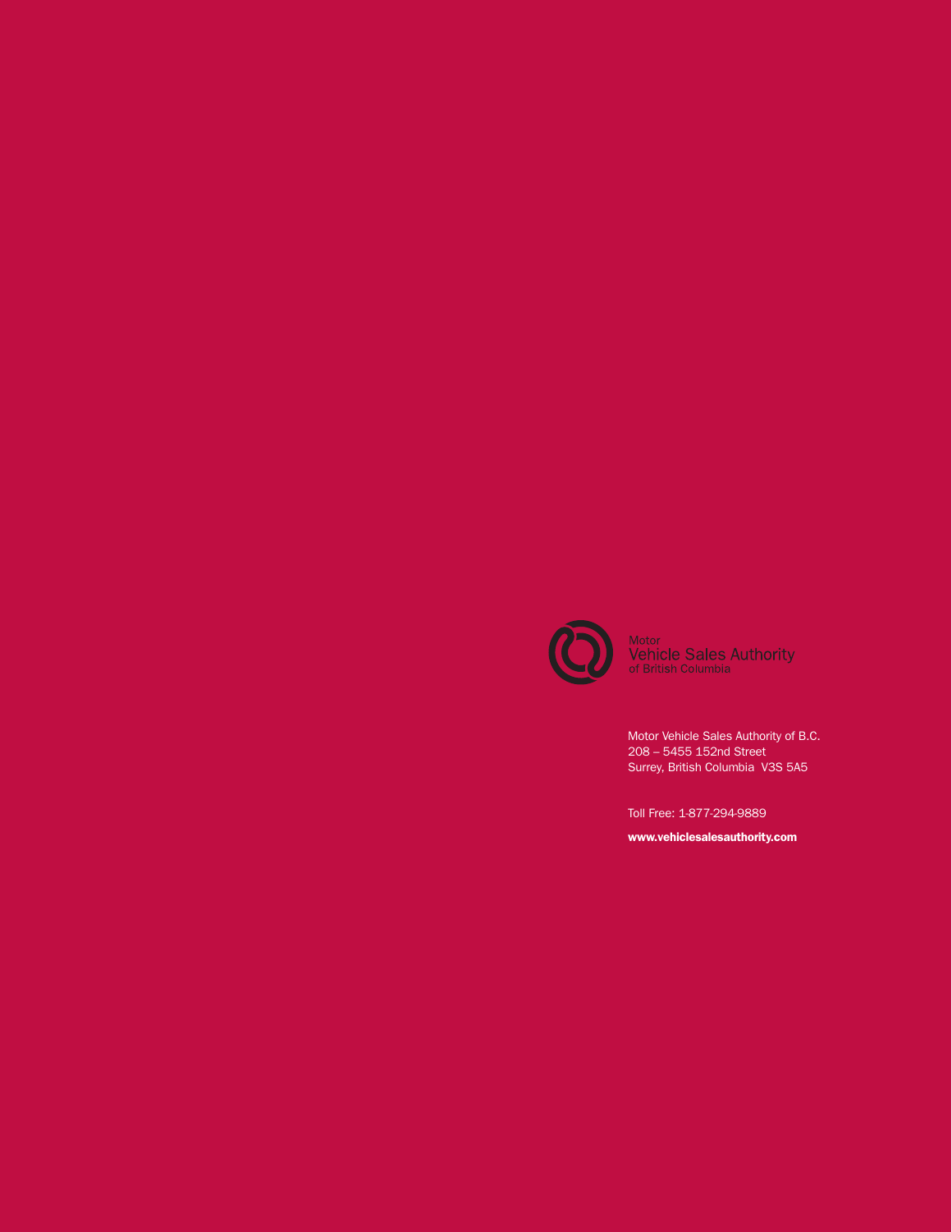Motor
Vehicle Sales Authority
of British Columbia

Motor Vehicle Sales Authority of B.C.
208 – 5455 152nd Street
Surrey, British Columbia  V3S 5A5

Toll Free: 1-877-294-9889

**www.vehiclesalesauthority.com**